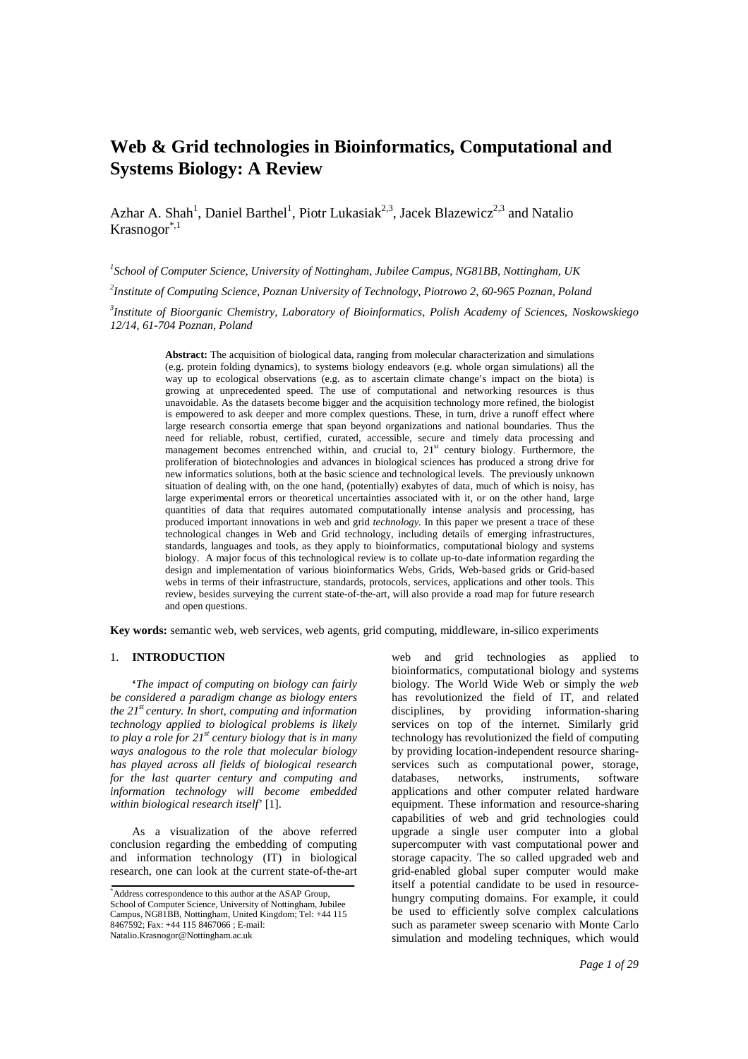# Web & Grid technologies in Bioinformatics, Computational and Systems Biology: A Review

Azhar A. Shah[1], Daniel Barthel[1], Piotr Lukasiak[2,3], Jacek Blazewicz[2,3] and Natalio Krasnogor[*,1]

*[1]School of Computer Science, University of Nottingham, Jubilee Campus, NG81BB, Nottingham, UK*

*[2]Institute of Computing Science, Poznan University of Technology, Piotrowo 2, 60-965 Poznan, Poland*

*[3]Institute of Bioorganic Chemistry, Laboratory of Bioinformatics, Polish Academy of Sciences, Noskowskiego 12/14, 61-704 Poznan, Poland*

**Abstract:** The acquisition of biological data, ranging from molecular characterization and simulations (e.g. protein folding dynamics), to systems biology endeavors (e.g. whole organ simulations) all the way up to ecological observations (e.g. as to ascertain climate change's impact on the biota) is growing at unprecedented speed. The use of computational and networking resources is thus unavoidable. As the datasets become bigger and the acquisition technology more refined, the biologist is empowered to ask deeper and more complex questions. These, in turn, drive a runoff effect where large research consortia emerge that span beyond organizations and national boundaries. Thus the need for reliable, robust, certified, curated, accessible, secure and timely data processing and management becomes entrenched within, and crucial to, 21st century biology. Furthermore, the proliferation of biotechnologies and advances in biological sciences has produced a strong drive for new informatics solutions, both at the basic science and technological levels. The previously unknown situation of dealing with, on the one hand, (potentially) exabytes of data, much of which is noisy, has large experimental errors or theoretical uncertainties associated with it, or on the other hand, large quantities of data that requires automated computationally intense analysis and processing, has produced important innovations in web and grid *technology*. In this paper we present a trace of these technological changes in Web and Grid technology, including details of emerging infrastructures, standards, languages and tools, as they apply to bioinformatics, computational biology and systems biology. A major focus of this technological review is to collate up-to-date information regarding the design and implementation of various bioinformatics Webs, Grids, Web-based grids or Grid-based webs in terms of their infrastructure, standards, protocols, services, applications and other tools. This review, besides surveying the current state-of-the-art, will also provide a road map for future research and open questions.

**Key words:** semantic web, web services, web agents, grid computing, middleware, in-silico experiments

## 1. INTRODUCTION

**'***The impact of computing on biology can fairly be considered a paradigm change as biology enters the 21st century. In short, computing and information technology applied to biological problems is likely to play a role for 21st century biology that is in many ways analogous to the role that molecular biology has played across all fields of biological research for the last quarter century and computing and information technology will become embedded within biological research itself*' [1].

As a visualization of the above referred conclusion regarding the embedding of computing and information technology (IT) in biological research, one can look at the current state-of-the-art web and grid technologies as applied to bioinformatics, computational biology and systems biology. The World Wide Web or simply the *web* has revolutionized the field of IT, and related disciplines, by providing information-sharing services on top of the internet. Similarly grid technology has revolutionized the field of computing by providing location-independent resource sharing-services such as computational power, storage, databases, networks, instruments, software applications and other computer related hardware equipment. These information and resource-sharing capabilities of web and grid technologies could upgrade a single user computer into a global supercomputer with vast computational power and storage capacity. The so called upgraded web and grid-enabled global super computer would make itself a potential candidate to be used in resource-hungry computing domains. For example, it could be used to efficiently solve complex calculations such as parameter sweep scenario with Monte Carlo simulation and modeling techniques, which would

[*]Address correspondence to this author at the ASAP Group, School of Computer Science, University of Nottingham, Jubilee Campus, NG81BB, Nottingham, United Kingdom; Tel: +44 115 8467592; Fax: +44 115 8467066 ; E-mail: Natalio.Krasnogor@Nottingham.ac.uk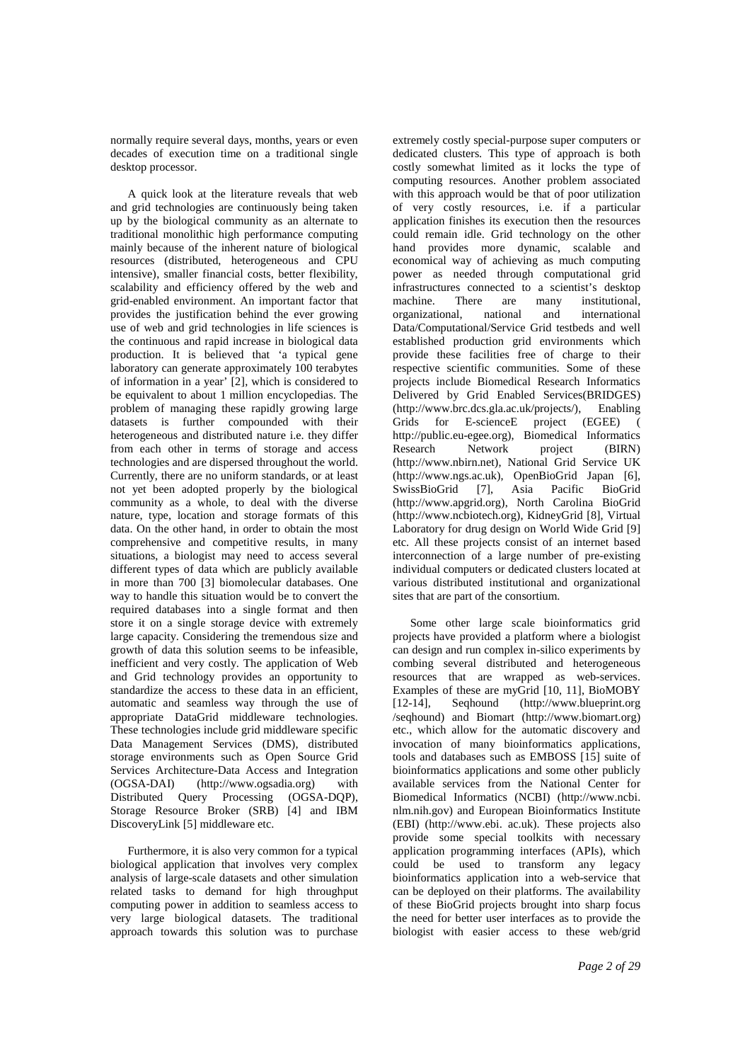normally require several days, months, years or even decades of execution time on a traditional single desktop processor.

A quick look at the literature reveals that web and grid technologies are continuously being taken up by the biological community as an alternate to traditional monolithic high performance computing mainly because of the inherent nature of biological resources (distributed, heterogeneous and CPU intensive), smaller financial costs, better flexibility, scalability and efficiency offered by the web and grid-enabled environment. An important factor that provides the justification behind the ever growing use of web and grid technologies in life sciences is the continuous and rapid increase in biological data production. It is believed that 'a typical gene laboratory can generate approximately 100 terabytes of information in a year' [2], which is considered to be equivalent to about 1 million encyclopedias. The problem of managing these rapidly growing large datasets is further compounded with their heterogeneous and distributed nature i.e. they differ from each other in terms of storage and access technologies and are dispersed throughout the world. Currently, there are no uniform standards, or at least not yet been adopted properly by the biological community as a whole, to deal with the diverse nature, type, location and storage formats of this data. On the other hand, in order to obtain the most comprehensive and competitive results, in many situations, a biologist may need to access several different types of data which are publicly available in more than 700 [3] biomolecular databases. One way to handle this situation would be to convert the required databases into a single format and then store it on a single storage device with extremely large capacity. Considering the tremendous size and growth of data this solution seems to be infeasible, inefficient and very costly. The application of Web and Grid technology provides an opportunity to standardize the access to these data in an efficient, automatic and seamless way through the use of appropriate DataGrid middleware technologies. These technologies include grid middleware specific Data Management Services (DMS), distributed storage environments such as Open Source Grid Services Architecture-Data Access and Integration (OGSA-DAI) (http://www.ogsadia.org) with Distributed Query Processing (OGSA-DQP), Storage Resource Broker (SRB) [4] and IBM DiscoveryLink [5] middleware etc.

Furthermore, it is also very common for a typical biological application that involves very complex analysis of large-scale datasets and other simulation related tasks to demand for high throughput computing power in addition to seamless access to very large biological datasets. The traditional approach towards this solution was to purchase extremely costly special-purpose super computers or dedicated clusters. This type of approach is both costly somewhat limited as it locks the type of computing resources. Another problem associated with this approach would be that of poor utilization of very costly resources, i.e. if a particular application finishes its execution then the resources could remain idle. Grid technology on the other hand provides more dynamic, scalable and economical way of achieving as much computing power as needed through computational grid infrastructures connected to a scientist's desktop machine. There are many institutional, organizational, national and international Data/Computational/Service Grid testbeds and well established production grid environments which provide these facilities free of charge to their respective scientific communities. Some of these projects include Biomedical Research Informatics Delivered by Grid Enabled Services(BRIDGES) (http://www.brc.dcs.gla.ac.uk/projects/), Enabling Grids for E-scienceE project (EGEE) ( http://public.eu-egee.org), Biomedical Informatics Research Network project (BIRN) (http://www.nbirn.net), National Grid Service UK (http://www.ngs.ac.uk), OpenBioGrid Japan [6], SwissBioGrid [7], Asia Pacific BioGrid (http://www.apgrid.org), North Carolina BioGrid (http://www.ncbiotech.org), KidneyGrid [8], Virtual Laboratory for drug design on World Wide Grid [9] etc. All these projects consist of an internet based interconnection of a large number of pre-existing individual computers or dedicated clusters located at various distributed institutional and organizational sites that are part of the consortium.

Some other large scale bioinformatics grid projects have provided a platform where a biologist can design and run complex in-silico experiments by combing several distributed and heterogeneous resources that are wrapped as web-services. Examples of these are myGrid [10, 11], BioMOBY [12-14], Seqhound (http://www.blueprint.org /seqhound) and Biomart (http://www.biomart.org) etc., which allow for the automatic discovery and invocation of many bioinformatics applications, tools and databases such as EMBOSS [15] suite of bioinformatics applications and some other publicly available services from the National Center for Biomedical Informatics (NCBI) (http://www.ncbi. nlm.nih.gov) and European Bioinformatics Institute (EBI) (http://www.ebi. ac.uk). These projects also provide some special toolkits with necessary application programming interfaces (APIs), which could be used to transform any legacy bioinformatics application into a web-service that can be deployed on their platforms. The availability of these BioGrid projects brought into sharp focus the need for better user interfaces as to provide the biologist with easier access to these web/grid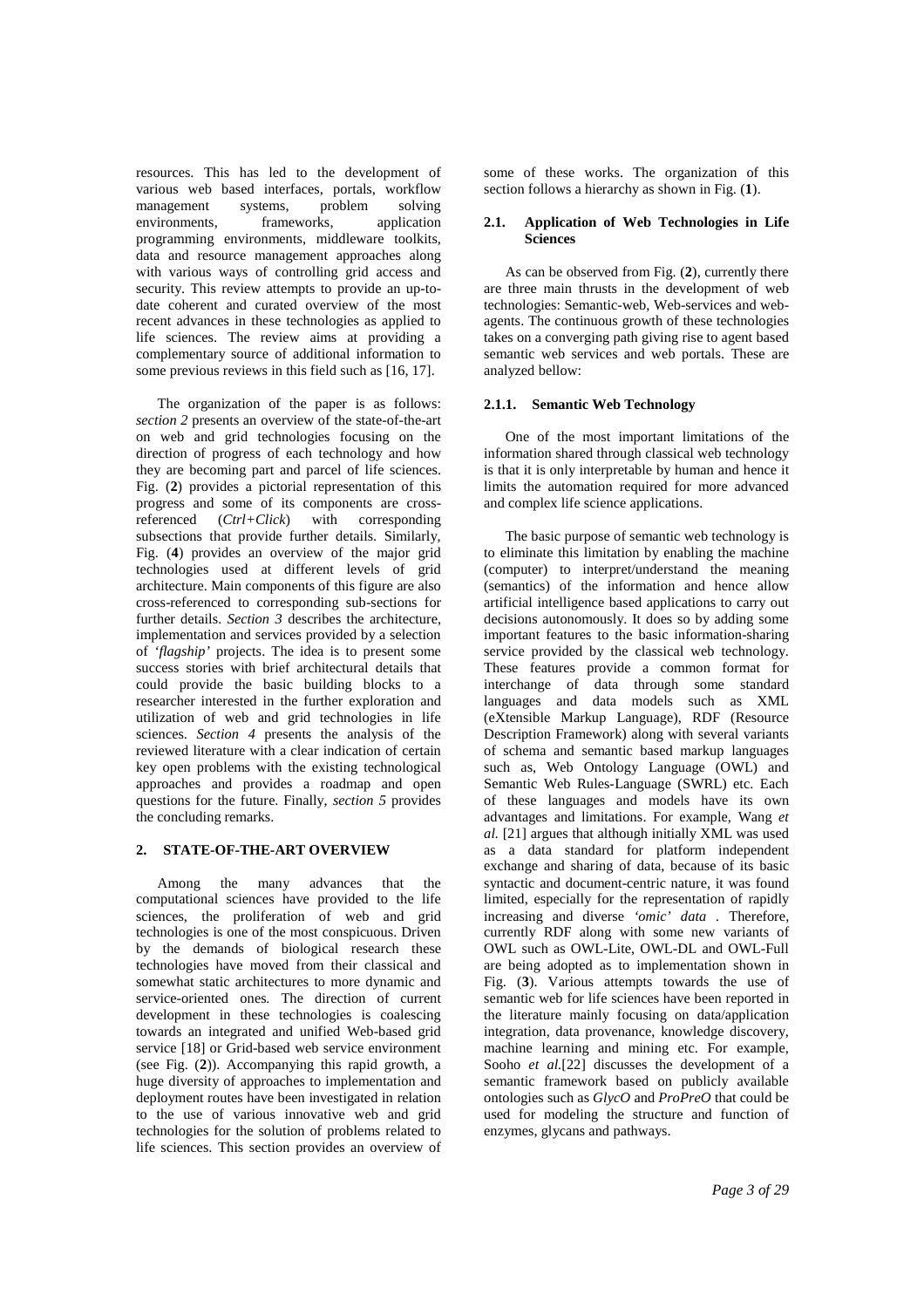resources. This has led to the development of various web based interfaces, portals, workflow management systems, problem solving environments, frameworks, application programming environments, middleware toolkits, data and resource management approaches along with various ways of controlling grid access and security. This review attempts to provide an up-to-date coherent and curated overview of the most recent advances in these technologies as applied to life sciences. The review aims at providing a complementary source of additional information to some previous reviews in this field such as [16, 17].

The organization of the paper is as follows: *section 2* presents an overview of the state-of-the-art on web and grid technologies focusing on the direction of progress of each technology and how they are becoming part and parcel of life sciences. Fig. (**2**) provides a pictorial representation of this progress and some of its components are cross-referenced (*Ctrl+Click*) with corresponding subsections that provide further details. Similarly, Fig. (**4**) provides an overview of the major grid technologies used at different levels of grid architecture. Main components of this figure are also cross-referenced to corresponding sub-sections for further details. *Section 3* describes the architecture, implementation and services provided by a selection of *'flagship'* projects. The idea is to present some success stories with brief architectural details that could provide the basic building blocks to a researcher interested in the further exploration and utilization of web and grid technologies in life sciences. *Section 4* presents the analysis of the reviewed literature with a clear indication of certain key open problems with the existing technological approaches and provides a roadmap and open questions for the future. Finally, *section 5* provides the concluding remarks.

## 2. STATE-OF-THE-ART OVERVIEW

Among the many advances that the computational sciences have provided to the life sciences, the proliferation of web and grid technologies is one of the most conspicuous. Driven by the demands of biological research these technologies have moved from their classical and somewhat static architectures to more dynamic and service-oriented ones. The direction of current development in these technologies is coalescing towards an integrated and unified Web-based grid service [18] or Grid-based web service environment (see Fig. (**2**)). Accompanying this rapid growth, a huge diversity of approaches to implementation and deployment routes have been investigated in relation to the use of various innovative web and grid technologies for the solution of problems related to life sciences. This section provides an overview of some of these works. The organization of this section follows a hierarchy as shown in Fig. (**1**).

### 2.1. Application of Web Technologies in Life Sciences

As can be observed from Fig. (**2**), currently there are three main thrusts in the development of web technologies: Semantic-web, Web-services and web-agents. The continuous growth of these technologies takes on a converging path giving rise to agent based semantic web services and web portals. These are analyzed bellow:

#### 2.1.1. Semantic Web Technology

One of the most important limitations of the information shared through classical web technology is that it is only interpretable by human and hence it limits the automation required for more advanced and complex life science applications.

The basic purpose of semantic web technology is to eliminate this limitation by enabling the machine (computer) to interpret/understand the meaning (semantics) of the information and hence allow artificial intelligence based applications to carry out decisions autonomously. It does so by adding some important features to the basic information-sharing service provided by the classical web technology. These features provide a common format for interchange of data through some standard languages and data models such as XML (eXtensible Markup Language), RDF (Resource Description Framework) along with several variants of schema and semantic based markup languages such as, Web Ontology Language (OWL) and Semantic Web Rules-Language (SWRL) etc. Each of these languages and models have its own advantages and limitations. For example, Wang *et al.* [21] argues that although initially XML was used as a data standard for platform independent exchange and sharing of data, because of its basic syntactic and document-centric nature, it was found limited, especially for the representation of rapidly increasing and diverse *'omic' data* . Therefore, currently RDF along with some new variants of OWL such as OWL-Lite, OWL-DL and OWL-Full are being adopted as to implementation shown in Fig. (**3**). Various attempts towards the use of semantic web for life sciences have been reported in the literature mainly focusing on data/application integration, data provenance, knowledge discovery, machine learning and mining etc. For example, Sooho *et al.*[22] discusses the development of a semantic framework based on publicly available ontologies such as *GlycO* and *ProPreO* that could be used for modeling the structure and function of enzymes, glycans and pathways.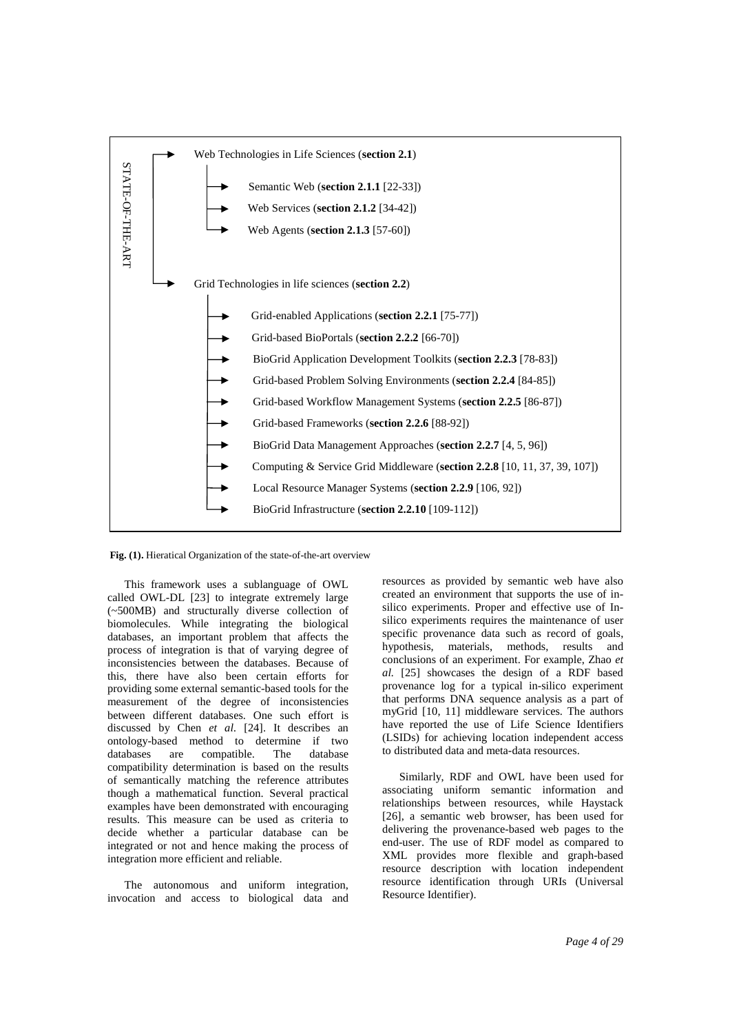STATE-OF-THE-ART

- Web Technologies in Life Sciences (**section 2.1**)
  - Semantic Web (**section 2.1.1** [22-33])
  - Web Services (**section 2.1.2** [34-42])
  - Web Agents (**section 2.1.3** [57-60])
- Grid Technologies in life sciences (**section 2.2**)
  - Grid-enabled Applications (**section 2.2.1** [75-77])
  - Grid-based BioPortals (**section 2.2.2** [66-70])
  - BioGrid Application Development Toolkits (**section 2.2.3** [78-83])
  - Grid-based Problem Solving Environments (**section 2.2.4** [84-85])
  - Grid-based Workflow Management Systems (**section 2.2.5** [86-87])
  - Grid-based Frameworks (**section 2.2.6** [88-92])
  - BioGrid Data Management Approaches (**section 2.2.7** [4, 5, 96])
  - Computing & Service Grid Middleware (**section 2.2.8** [10, 11, 37, 39, 107])
  - Local Resource Manager Systems (**section 2.2.9** [106, 92])
  - BioGrid Infrastructure (**section 2.2.10** [109-112])

**Fig. (1).** Hieratical Organization of the state-of-the-art overview

This framework uses a sublanguage of OWL called OWL-DL [23] to integrate extremely large (~500MB) and structurally diverse collection of biomolecules. While integrating the biological databases, an important problem that affects the process of integration is that of varying degree of inconsistencies between the databases. Because of this, there have also been certain efforts for providing some external semantic-based tools for the measurement of the degree of inconsistencies between different databases. One such effort is discussed by Chen *et al.* [24]. It describes an ontology-based method to determine if two databases are compatible. The database compatibility determination is based on the results of semantically matching the reference attributes though a mathematical function. Several practical examples have been demonstrated with encouraging results. This measure can be used as criteria to decide whether a particular database can be integrated or not and hence making the process of integration more efficient and reliable.

The autonomous and uniform integration, invocation and access to biological data and resources as provided by semantic web have also created an environment that supports the use of in-silico experiments. Proper and effective use of In-silico experiments requires the maintenance of user specific provenance data such as record of goals, hypothesis, materials, methods, results and conclusions of an experiment. For example, Zhao *et al.* [25] showcases the design of a RDF based provenance log for a typical in-silico experiment that performs DNA sequence analysis as a part of myGrid [10, 11] middleware services. The authors have reported the use of Life Science Identifiers (LSIDs) for achieving location independent access to distributed data and meta-data resources.

Similarly, RDF and OWL have been used for associating uniform semantic information and relationships between resources, while Haystack [26], a semantic web browser, has been used for delivering the provenance-based web pages to the end-user. The use of RDF model as compared to XML provides more flexible and graph-based resource description with location independent resource identification through URIs (Universal Resource Identifier).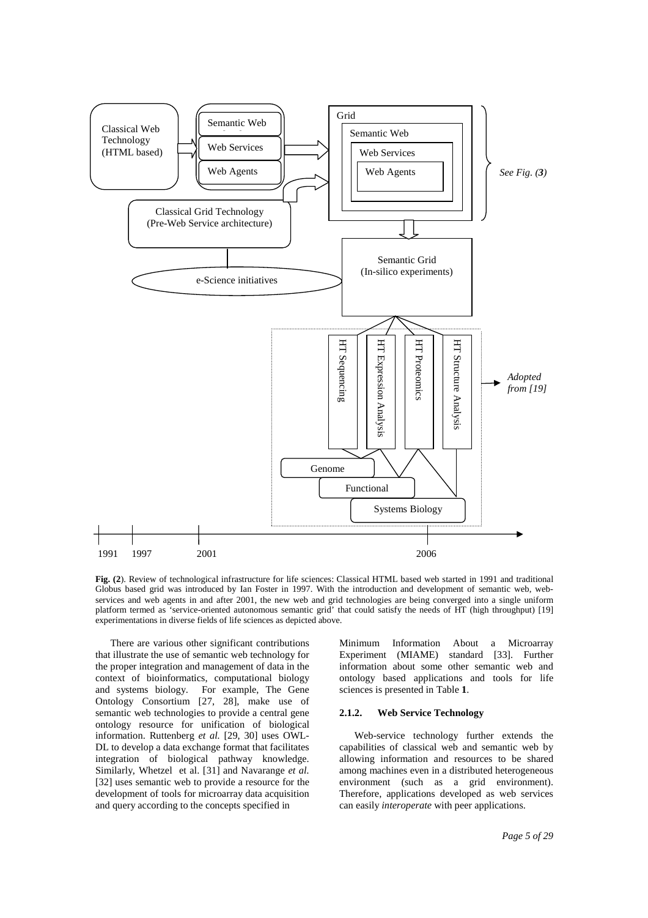**Fig. (2**). Review of technological infrastructure for life sciences: Classical HTML based web started in 1991 and traditional Globus based grid was introduced by Ian Foster in 1997. With the introduction and development of semantic web, web-services and web agents in and after 2001, the new web and grid technologies are being converged into a single uniform platform termed as 'service-oriented autonomous semantic grid' that could satisfy the needs of HT (high throughput) [19] experimentations in diverse fields of life sciences as depicted above.

There are various other significant contributions that illustrate the use of semantic web technology for the proper integration and management of data in the context of bioinformatics, computational biology and systems biology. For example, The Gene Ontology Consortium [27, 28], make use of semantic web technologies to provide a central gene ontology resource for unification of biological information. Ruttenberg *et al.* [29, 30] uses OWL-DL to develop a data exchange format that facilitates integration of biological pathway knowledge. Similarly, Whetzel et al. [31] and Navarange *et al.* [32] uses semantic web to provide a resource for the development of tools for microarray data acquisition and query according to the concepts specified in Minimum Information About a Microarray Experiment (MIAME) standard [33]. Further information about some other semantic web and ontology based applications and tools for life sciences is presented in Table **1**.

#### 2.1.2. Web Service Technology

Web-service technology further extends the capabilities of classical web and semantic web by allowing information and resources to be shared among machines even in a distributed heterogeneous environment (such as a grid environment). Therefore, applications developed as web services can easily *interoperate* with peer applications.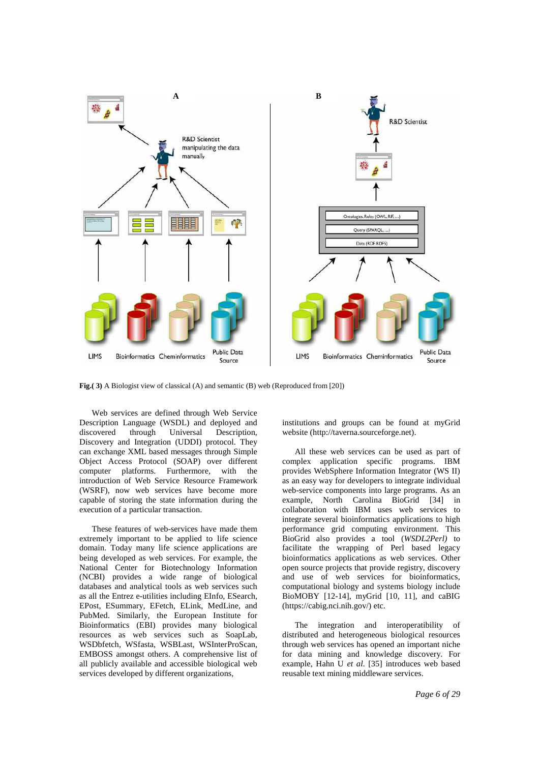Fig.( 3) A Biologist view of classical (A) and semantic (B) web (Reproduced from [20])

Web services are defined through Web Service Description Language (WSDL) and deployed and discovered through Universal Description, Discovery and Integration (UDDI) protocol. They can exchange XML based messages through Simple Object Access Protocol (SOAP) over different computer platforms. Furthermore, with the introduction of Web Service Resource Framework (WSRF), now web services have become more capable of storing the state information during the execution of a particular transaction.

These features of web-services have made them extremely important to be applied to life science domain. Today many life science applications are being developed as web services. For example, the National Center for Biotechnology Information (NCBI) provides a wide range of biological databases and analytical tools as web services such as all the Entrez e-utilities including EInfo, ESearch, EPost, ESummary, EFetch, ELink, MedLine, and PubMed. Similarly, the European Institute for Bioinformatics (EBI) provides many biological resources as web services such as SoapLab, WSDbfetch, WSfasta, WSBLast, WSInterProScan, EMBOSS amongst others. A comprehensive list of all publicly available and accessible biological web services developed by different organizations, institutions and groups can be found at myGrid website (http://taverna.sourceforge.net).

All these web services can be used as part of complex application specific programs. IBM provides WebSphere Information Integrator (WS II) as an easy way for developers to integrate individual web-service components into large programs. As an example, North Carolina BioGrid [34] in collaboration with IBM uses web services to integrate several bioinformatics applications to high performance grid computing environment. This BioGrid also provides a tool (*WSDL2Perl)* to facilitate the wrapping of Perl based legacy bioinformatics applications as web services. Other open source projects that provide registry, discovery and use of web services for bioinformatics, computational biology and systems biology include BioMOBY [12-14], myGrid [10, 11], and caBIG (https://cabig.nci.nih.gov/) etc.

The integration and interoperability of distributed and heterogeneous biological resources through web services has opened an important niche for data mining and knowledge discovery. For example, Hahn U *et al.* [35] introduces web based reusable text mining middleware services.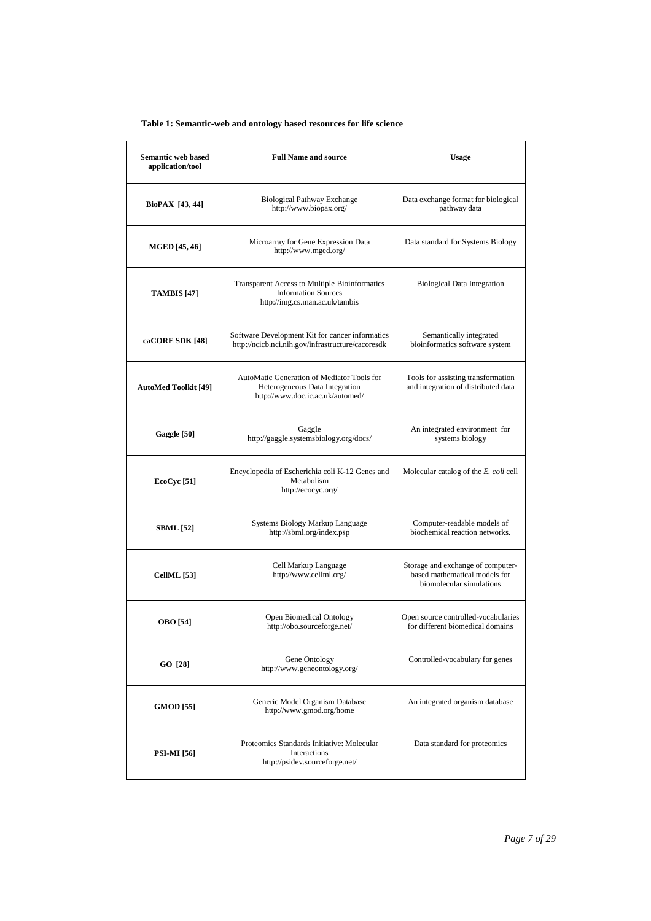**Table 1: Semantic-web and ontology based resources for life science**

| Semantic web based application/tool | Full Name and source | Usage |
|---|---|---|
| **BioPAX [43, 44]** | Biological Pathway Exchange http://www.biopax.org/ | Data exchange format for biological pathway data |
| **MGED [45, 46]** | Microarray for Gene Expression Data http://www.mged.org/ | Data standard for Systems Biology |
| **TAMBIS [47]** | Transparent Access to Multiple Bioinformatics Information Sources http://img.cs.man.ac.uk/tambis | Biological Data Integration |
| **caCORE SDK [48]** | Software Development Kit for cancer informatics http://ncicb.nci.nih.gov/infrastructure/cacoresdk | Semantically integrated bioinformatics software system |
| **AutoMed Toolkit [49]** | AutoMatic Generation of Mediator Tools for Heterogeneous Data Integration http://www.doc.ic.ac.uk/automed/ | Tools for assisting transformation and integration of distributed data |
| **Gaggle [50]** | Gaggle http://gaggle.systemsbiology.org/docs/ | An integrated environment for systems biology |
| **EcoCyc [51]** | Encyclopedia of Escherichia coli K-12 Genes and Metabolism http://ecocyc.org/ | Molecular catalog of the *E. coli* cell |
| **SBML [52]** | Systems Biology Markup Language http://sbml.org/index.psp | Computer-readable models of biochemical reaction networks**.** |
| **CellML [53]** | Cell Markup Language http://www.cellml.org/ | Storage and exchange of computer-based mathematical models for biomolecular simulations |
| **OBO [54]** | Open Biomedical Ontology http://obo.sourceforge.net/ | Open source controlled-vocabularies for different biomedical domains |
| **GO [28]** | Gene Ontology http://www.geneontology.org/ | Controlled-vocabulary for genes |
| **GMOD [55]** | Generic Model Organism Database http://www.gmod.org/home | An integrated organism database |
| **PSI-MI [56]** | Proteomics Standards Initiative: Molecular Interactions http://psidev.sourceforge.net/ | Data standard for proteomics |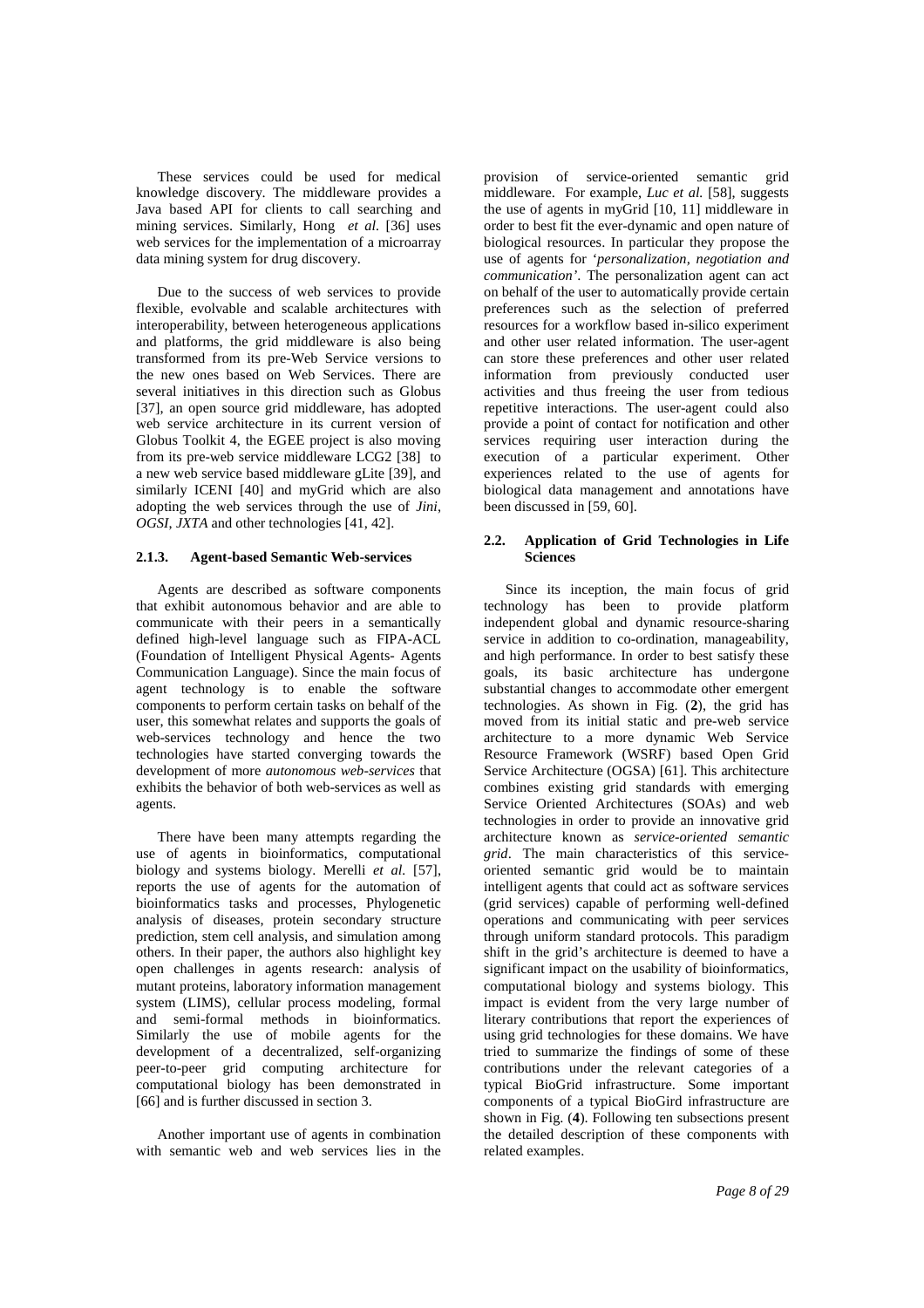These services could be used for medical knowledge discovery. The middleware provides a Java based API for clients to call searching and mining services. Similarly, Hong *et al.* [36] uses web services for the implementation of a microarray data mining system for drug discovery.

Due to the success of web services to provide flexible, evolvable and scalable architectures with interoperability, between heterogeneous applications and platforms, the grid middleware is also being transformed from its pre-Web Service versions to the new ones based on Web Services. There are several initiatives in this direction such as Globus [37], an open source grid middleware, has adopted web service architecture in its current version of Globus Toolkit 4, the EGEE project is also moving from its pre-web service middleware LCG2 [38] to a new web service based middleware gLite [39], and similarly ICENI [40] and myGrid which are also adopting the web services through the use of *Jini*, *OGSI*, *JXTA* and other technologies [41, 42].

#### 2.1.3. Agent-based Semantic Web-services

Agents are described as software components that exhibit autonomous behavior and are able to communicate with their peers in a semantically defined high-level language such as FIPA-ACL (Foundation of Intelligent Physical Agents- Agents Communication Language). Since the main focus of agent technology is to enable the software components to perform certain tasks on behalf of the user, this somewhat relates and supports the goals of web-services technology and hence the two technologies have started converging towards the development of more *autonomous web-services* that exhibits the behavior of both web-services as well as agents.

There have been many attempts regarding the use of agents in bioinformatics, computational biology and systems biology. Merelli *et al.* [57], reports the use of agents for the automation of bioinformatics tasks and processes, Phylogenetic analysis of diseases, protein secondary structure prediction, stem cell analysis, and simulation among others. In their paper, the authors also highlight key open challenges in agents research: analysis of mutant proteins, laboratory information management system (LIMS), cellular process modeling, formal and semi-formal methods in bioinformatics. Similarly the use of mobile agents for the development of a decentralized, self-organizing peer-to-peer grid computing architecture for computational biology has been demonstrated in [66] and is further discussed in section 3.

Another important use of agents in combination with semantic web and web services lies in the provision of service-oriented semantic grid middleware. For example, *Luc et al.* [58], suggests the use of agents in myGrid [10, 11] middleware in order to best fit the ever-dynamic and open nature of biological resources. In particular they propose the use of agents for '*personalization, negotiation and communication'*. The personalization agent can act on behalf of the user to automatically provide certain preferences such as the selection of preferred resources for a workflow based in-silico experiment and other user related information. The user-agent can store these preferences and other user related information from previously conducted user activities and thus freeing the user from tedious repetitive interactions. The user-agent could also provide a point of contact for notification and other services requiring user interaction during the execution of a particular experiment. Other experiences related to the use of agents for biological data management and annotations have been discussed in [59, 60].

### 2.2. Application of Grid Technologies in Life Sciences

Since its inception, the main focus of grid technology has been to provide platform independent global and dynamic resource-sharing service in addition to co-ordination, manageability, and high performance. In order to best satisfy these goals, its basic architecture has undergone substantial changes to accommodate other emergent technologies. As shown in Fig. (**2**), the grid has moved from its initial static and pre-web service architecture to a more dynamic Web Service Resource Framework (WSRF) based Open Grid Service Architecture (OGSA) [61]. This architecture combines existing grid standards with emerging Service Oriented Architectures (SOAs) and web technologies in order to provide an innovative grid architecture known as *service-oriented semantic grid*. The main characteristics of this service-oriented semantic grid would be to maintain intelligent agents that could act as software services (grid services) capable of performing well-defined operations and communicating with peer services through uniform standard protocols. This paradigm shift in the grid's architecture is deemed to have a significant impact on the usability of bioinformatics, computational biology and systems biology. This impact is evident from the very large number of literary contributions that report the experiences of using grid technologies for these domains. We have tried to summarize the findings of some of these contributions under the relevant categories of a typical BioGrid infrastructure. Some important components of a typical BioGird infrastructure are shown in Fig. (**4**). Following ten subsections present the detailed description of these components with related examples.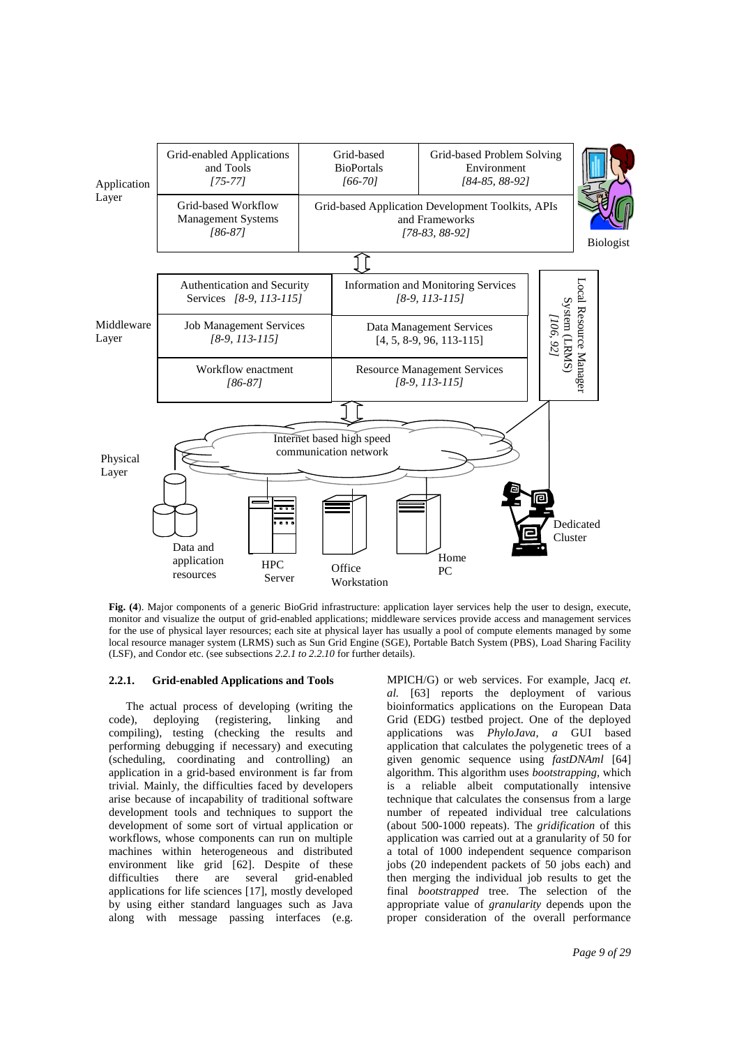Application Layer

| Grid-enabled Applications and Tools *[75-77]* | Grid-based BioPortals *[66-70]* | Grid-based Problem Solving Environment *[84-85, 88-92]* |
|---|---|---|
| Grid-based Workflow Management Systems *[86-87]* | Grid-based Application Development Toolkits, APIs and Frameworks *[78-83, 88-92]* | |

Biologist

Middleware Layer

| Authentication and Security Services *[8-9, 113-115]* | Information and Monitoring Services *[8-9, 113-115]* |
|---|---|
| Job Management Services *[8-9, 113-115]* | Data Management Services [4, 5, 8-9, 96, 113-115] |
| Workflow enactment *[86-87]* | Resource Management Services *[8-9, 113-115]* |

Local Resource Manager System (LRMS) *[106, 92]*

Physical Layer

Internet based high speed communication network

Data and application resources; HPC Server; Office Workstation; Home PC; Dedicated Cluster

**Fig. (4**). Major components of a generic BioGrid infrastructure: application layer services help the user to design, execute, monitor and visualize the output of grid-enabled applications; middleware services provide access and management services for the use of physical layer resources; each site at physical layer has usually a pool of compute elements managed by some local resource manager system (LRMS) such as Sun Grid Engine (SGE), Portable Batch System (PBS), Load Sharing Facility (LSF), and Condor etc. (see subsections *2.2.1 to 2.2.10* for further details).

### 2.2.1. Grid-enabled Applications and Tools

The actual process of developing (writing the code), deploying (registering, linking and compiling), testing (checking the results and performing debugging if necessary) and executing (scheduling, coordinating and controlling) an application in a grid-based environment is far from trivial. Mainly, the difficulties faced by developers arise because of incapability of traditional software development tools and techniques to support the development of some sort of virtual application or workflows, whose components can run on multiple machines within heterogeneous and distributed environment like grid [62]. Despite of these difficulties there are several grid-enabled applications for life sciences [17], mostly developed by using either standard languages such as Java along with message passing interfaces (e.g. MPICH/G) or web services. For example, Jacq *et. al.* [63] reports the deployment of various bioinformatics applications on the European Data Grid (EDG) testbed project. One of the deployed applications was *PhyloJava, a* GUI based application that calculates the polygenetic trees of a given genomic sequence using *fastDNAml* [64] algorithm. This algorithm uses *bootstrapping*, which is a reliable albeit computationally intensive technique that calculates the consensus from a large number of repeated individual tree calculations (about 500-1000 repeats). The *gridification* of this application was carried out at a granularity of 50 for a total of 1000 independent sequence comparison jobs (20 independent packets of 50 jobs each) and then merging the individual job results to get the final *bootstrapped* tree. The selection of the appropriate value of *granularity* depends upon the proper consideration of the overall performance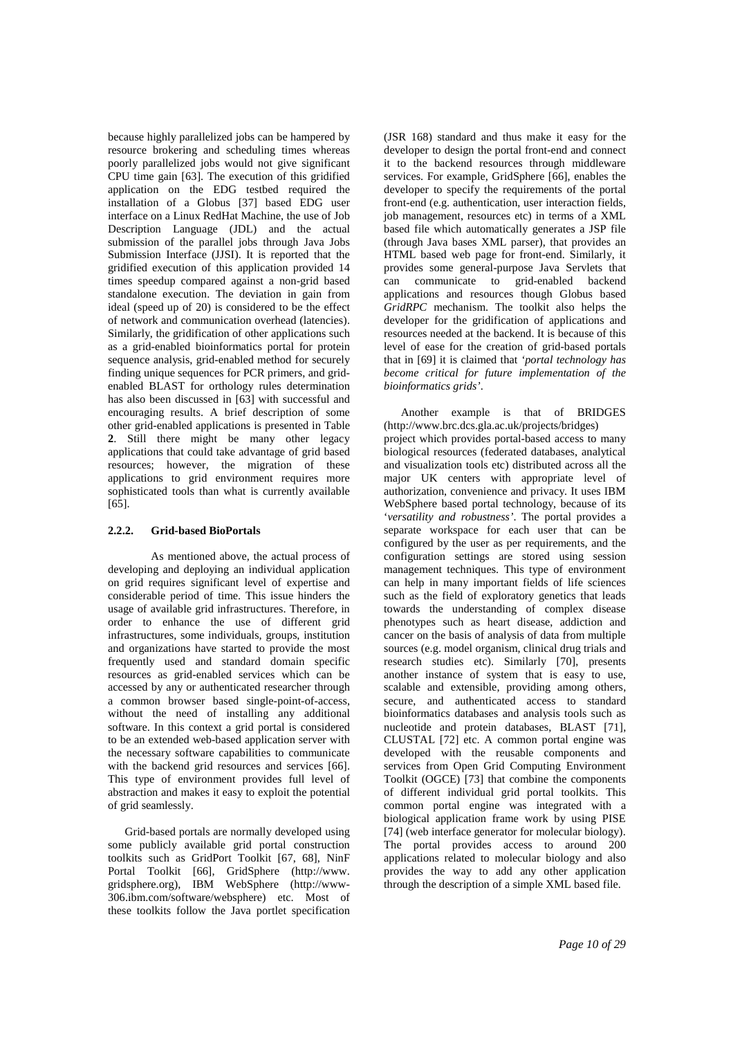because highly parallelized jobs can be hampered by resource brokering and scheduling times whereas poorly parallelized jobs would not give significant CPU time gain [63]. The execution of this gridified application on the EDG testbed required the installation of a Globus [37] based EDG user interface on a Linux RedHat Machine, the use of Job Description Language (JDL) and the actual submission of the parallel jobs through Java Jobs Submission Interface (JJSI). It is reported that the gridified execution of this application provided 14 times speedup compared against a non-grid based standalone execution. The deviation in gain from ideal (speed up of 20) is considered to be the effect of network and communication overhead (latencies). Similarly, the gridification of other applications such as a grid-enabled bioinformatics portal for protein sequence analysis, grid-enabled method for securely finding unique sequences for PCR primers, and grid-enabled BLAST for orthology rules determination has also been discussed in [63] with successful and encouraging results. A brief description of some other grid-enabled applications is presented in Table **2**. Still there might be many other legacy applications that could take advantage of grid based resources; however, the migration of these applications to grid environment requires more sophisticated tools than what is currently available [65].

#### 2.2.2. Grid-based BioPortals

As mentioned above, the actual process of developing and deploying an individual application on grid requires significant level of expertise and considerable period of time. This issue hinders the usage of available grid infrastructures. Therefore, in order to enhance the use of different grid infrastructures, some individuals, groups, institution and organizations have started to provide the most frequently used and standard domain specific resources as grid-enabled services which can be accessed by any or authenticated researcher through a common browser based single-point-of-access, without the need of installing any additional software. In this context a grid portal is considered to be an extended web-based application server with the necessary software capabilities to communicate with the backend grid resources and services [66]. This type of environment provides full level of abstraction and makes it easy to exploit the potential of grid seamlessly.

Grid-based portals are normally developed using some publicly available grid portal construction toolkits such as GridPort Toolkit [67, 68], NinF Portal Toolkit [66], GridSphere (http://www.gridsphere.org), IBM WebSphere (http://www-306.ibm.com/software/websphere) etc. Most of these toolkits follow the Java portlet specification (JSR 168) standard and thus make it easy for the developer to design the portal front-end and connect it to the backend resources through middleware services. For example, GridSphere [66], enables the developer to specify the requirements of the portal front-end (e.g. authentication, user interaction fields, job management, resources etc) in terms of a XML based file which automatically generates a JSP file (through Java bases XML parser), that provides an HTML based web page for front-end. Similarly, it provides some general-purpose Java Servlets that can communicate to grid-enabled backend applications and resources though Globus based *GridRPC* mechanism. The toolkit also helps the developer for the gridification of applications and resources needed at the backend. It is because of this level of ease for the creation of grid-based portals that in [69] it is claimed that '*portal technology has become critical for future implementation of the bioinformatics grids*'.

Another example is that of BRIDGES (http://www.brc.dcs.gla.ac.uk/projects/bridges) project which provides portal-based access to many biological resources (federated databases, analytical and visualization tools etc) distributed across all the major UK centers with appropriate level of authorization, convenience and privacy. It uses IBM WebSphere based portal technology, because of its '*versatility and robustness*'. The portal provides a separate workspace for each user that can be configured by the user as per requirements, and the configuration settings are stored using session management techniques. This type of environment can help in many important fields of life sciences such as the field of exploratory genetics that leads towards the understanding of complex disease phenotypes such as heart disease, addiction and cancer on the basis of analysis of data from multiple sources (e.g. model organism, clinical drug trials and research studies etc). Similarly [70], presents another instance of system that is easy to use, scalable and extensible, providing among others, secure, and authenticated access to standard bioinformatics databases and analysis tools such as nucleotide and protein databases, BLAST [71], CLUSTAL [72] etc. A common portal engine was developed with the reusable components and services from Open Grid Computing Environment Toolkit (OGCE) [73] that combine the components of different individual grid portal toolkits. This common portal engine was integrated with a biological application frame work by using PISE [74] (web interface generator for molecular biology). The portal provides access to around 200 applications related to molecular biology and also provides the way to add any other application through the description of a simple XML based file.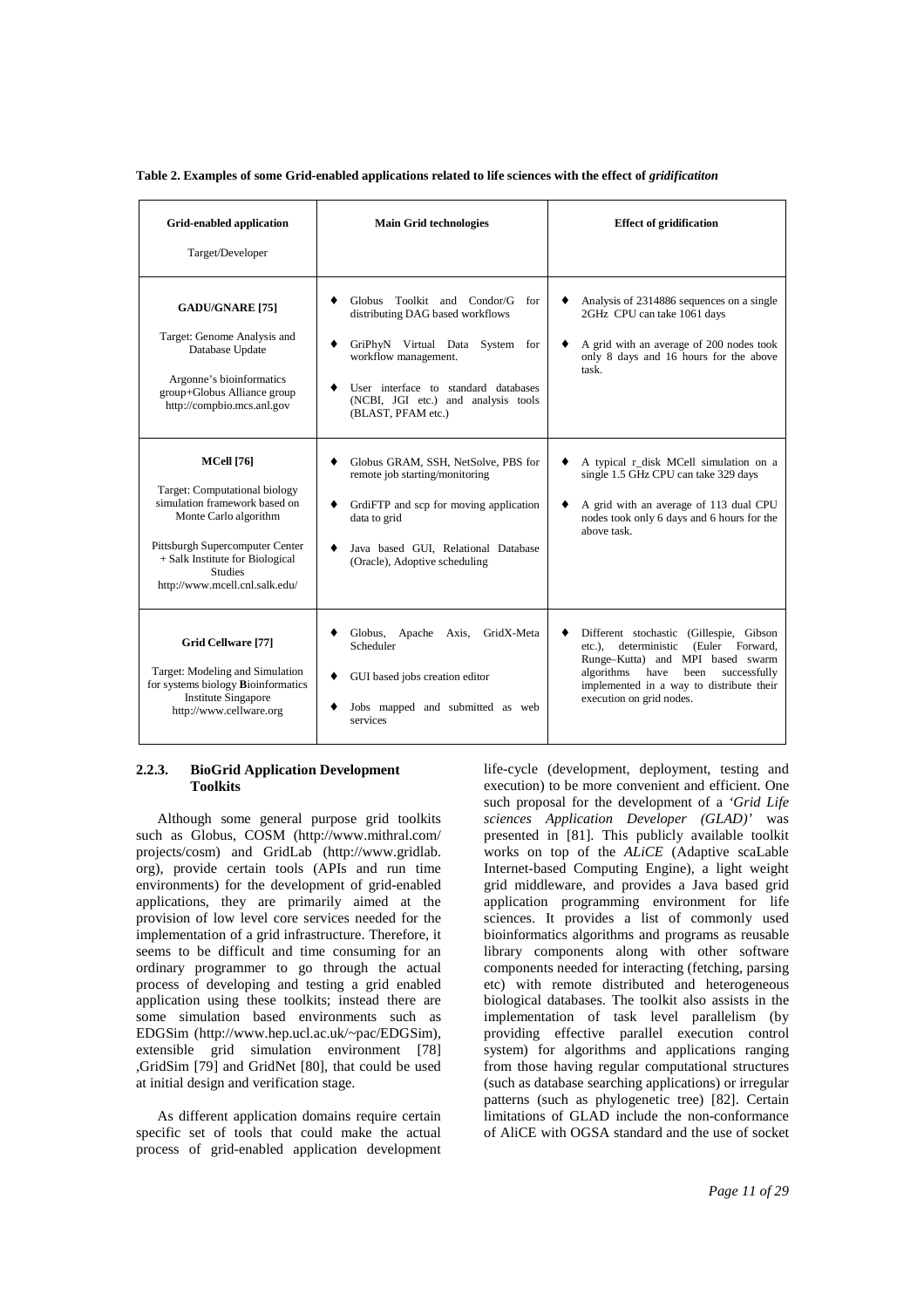**Table 2. Examples of some Grid-enabled applications related to life sciences with the effect of *gridificatiton***

| Grid-enabled application<br>Target/Developer | Main Grid technologies | Effect of gridification |
|---|---|---|
| **GADU/GNARE [75]**<br>Target: Genome Analysis and Database Update<br>Argonne's bioinformatics group+Globus Alliance group http://compbio.mcs.anl.gov | ♦ Globus Toolkit and Condor/G for distributing DAG based workflows<br>♦ GriPhyN Virtual Data System for workflow management.<br>♦ User interface to standard databases (NCBI, JGI etc.) and analysis tools (BLAST, PFAM etc.) | ♦ Analysis of 2314886 sequences on a single 2GHz CPU can take 1061 days<br>♦ A grid with an average of 200 nodes took only 8 days and 16 hours for the above task. |
| **MCell [76]**<br>Target: Computational biology simulation framework based on Monte Carlo algorithm<br>Pittsburgh Supercomputer Center + Salk Institute for Biological Studies http://www.mcell.cnl.salk.edu/ | ♦ Globus GRAM, SSH, NetSolve, PBS for remote job starting/monitoring<br>♦ GrdiFTP and scp for moving application data to grid<br>♦ Java based GUI, Relational Database (Oracle), Adoptive scheduling | ♦ A typical r_disk MCell simulation on a single 1.5 GHz CPU can take 329 days<br>♦ A grid with an average of 113 dual CPU nodes took only 6 days and 6 hours for the above task. |
| **Grid Cellware [77]**<br>Target: Modeling and Simulation for systems biology **B**ioinformatics Institute Singapore http://www.cellware.org | ♦ Globus, Apache Axis, GridX-Meta Scheduler<br>♦ GUI based jobs creation editor<br>♦ Jobs mapped and submitted as web services | ♦ Different stochastic (Gillespie, Gibson etc.), deterministic (Euler Forward, Runge–Kutta) and MPI based swarm algorithms have been successfully implemented in a way to distribute their execution on grid nodes. |

### 2.2.3. BioGrid Application Development Toolkits

Although some general purpose grid toolkits such as Globus, COSM (http://www.mithral.com/projects/cosm) and GridLab (http://www.gridlab.org), provide certain tools (APIs and run time environments) for the development of grid-enabled applications, they are primarily aimed at the provision of low level core services needed for the implementation of a grid infrastructure. Therefore, it seems to be difficult and time consuming for an ordinary programmer to go through the actual process of developing and testing a grid enabled application using these toolkits; instead there are some simulation based environments such as EDGSim (http://www.hep.ucl.ac.uk/~pac/EDGSim), extensible grid simulation environment [78] ,GridSim [79] and GridNet [80], that could be used at initial design and verification stage.

As different application domains require certain specific set of tools that could make the actual process of grid-enabled application development life-cycle (development, deployment, testing and execution) to be more convenient and efficient. One such proposal for the development of a *'Grid Life sciences Application Developer (GLAD)'* was presented in [81]. This publicly available toolkit works on top of the *ALiCE* (Adaptive scaLable Internet-based Computing Engine), a light weight grid middleware, and provides a Java based grid application programming environment for life sciences. It provides a list of commonly used bioinformatics algorithms and programs as reusable library components along with other software components needed for interacting (fetching, parsing etc) with remote distributed and heterogeneous biological databases. The toolkit also assists in the implementation of task level parallelism (by providing effective parallel execution control system) for algorithms and applications ranging from those having regular computational structures (such as database searching applications) or irregular patterns (such as phylogenetic tree) [82]. Certain limitations of GLAD include the non-conformance of AliCE with OGSA standard and the use of socket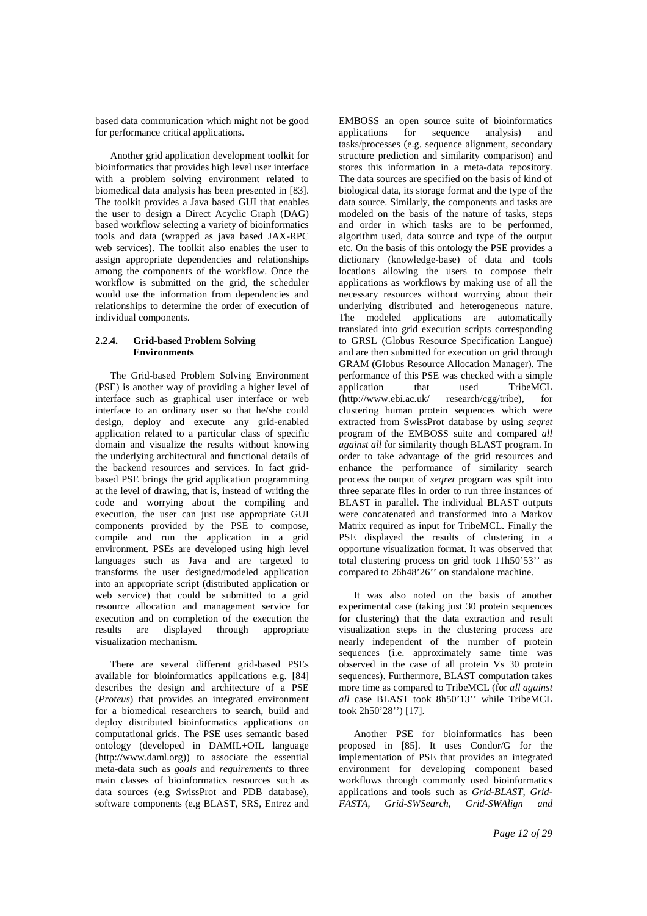based data communication which might not be good for performance critical applications.

Another grid application development toolkit for bioinformatics that provides high level user interface with a problem solving environment related to biomedical data analysis has been presented in [83]. The toolkit provides a Java based GUI that enables the user to design a Direct Acyclic Graph (DAG) based workflow selecting a variety of bioinformatics tools and data (wrapped as java based JAX-RPC web services). The toolkit also enables the user to assign appropriate dependencies and relationships among the components of the workflow. Once the workflow is submitted on the grid, the scheduler would use the information from dependencies and relationships to determine the order of execution of individual components.

#### 2.2.4. Grid-based Problem Solving Environments

The Grid-based Problem Solving Environment (PSE) is another way of providing a higher level of interface such as graphical user interface or web interface to an ordinary user so that he/she could design, deploy and execute any grid-enabled application related to a particular class of specific domain and visualize the results without knowing the underlying architectural and functional details of the backend resources and services. In fact grid-based PSE brings the grid application programming at the level of drawing, that is, instead of writing the code and worrying about the compiling and execution, the user can just use appropriate GUI components provided by the PSE to compose, compile and run the application in a grid environment. PSEs are developed using high level languages such as Java and are targeted to transforms the user designed/modeled application into an appropriate script (distributed application or web service) that could be submitted to a grid resource allocation and management service for execution and on completion of the execution the results are displayed through appropriate visualization mechanism.

There are several different grid-based PSEs available for bioinformatics applications e.g. [84] describes the design and architecture of a PSE (*Proteus*) that provides an integrated environment for a biomedical researchers to search, build and deploy distributed bioinformatics applications on computational grids. The PSE uses semantic based ontology (developed in DAMIL+OIL language (http://www.daml.org)) to associate the essential meta-data such as *goals* and *requirements* to three main classes of bioinformatics resources such as data sources (e.g SwissProt and PDB database), software components (e.g BLAST, SRS, Entrez and EMBOSS an open source suite of bioinformatics applications for sequence analysis) and tasks/processes (e.g. sequence alignment, secondary structure prediction and similarity comparison) and stores this information in a meta-data repository. The data sources are specified on the basis of kind of biological data, its storage format and the type of the data source. Similarly, the components and tasks are modeled on the basis of the nature of tasks, steps and order in which tasks are to be performed, algorithm used, data source and type of the output etc. On the basis of this ontology the PSE provides a dictionary (knowledge-base) of data and tools locations allowing the users to compose their applications as workflows by making use of all the necessary resources without worrying about their underlying distributed and heterogeneous nature. The modeled applications are automatically translated into grid execution scripts corresponding to GRSL (Globus Resource Specification Langue) and are then submitted for execution on grid through GRAM (Globus Resource Allocation Manager). The performance of this PSE was checked with a simple application that used TribeMCL (http://www.ebi.ac.uk/ research/cgg/tribe), for clustering human protein sequences which were extracted from SwissProt database by using *seqret* program of the EMBOSS suite and compared *all against all* for similarity though BLAST program. In order to take advantage of the grid resources and enhance the performance of similarity search process the output of *seqret* program was spilt into three separate files in order to run three instances of BLAST in parallel. The individual BLAST outputs were concatenated and transformed into a Markov Matrix required as input for TribeMCL. Finally the PSE displayed the results of clustering in a opportune visualization format. It was observed that total clustering process on grid took 11h50'53'' as compared to 26h48'26'' on standalone machine.

It was also noted on the basis of another experimental case (taking just 30 protein sequences for clustering) that the data extraction and result visualization steps in the clustering process are nearly independent of the number of protein sequences (i.e. approximately same time was observed in the case of all protein Vs 30 protein sequences). Furthermore, BLAST computation takes more time as compared to TribeMCL (for *all against all* case BLAST took 8h50'13'' while TribeMCL took 2h50'28'') [17].

Another PSE for bioinformatics has been proposed in [85]. It uses Condor/G for the implementation of PSE that provides an integrated environment for developing component based workflows through commonly used bioinformatics applications and tools such as *Grid-BLAST, Grid-FASTA, Grid-SWSearch, Grid-SWAlign and*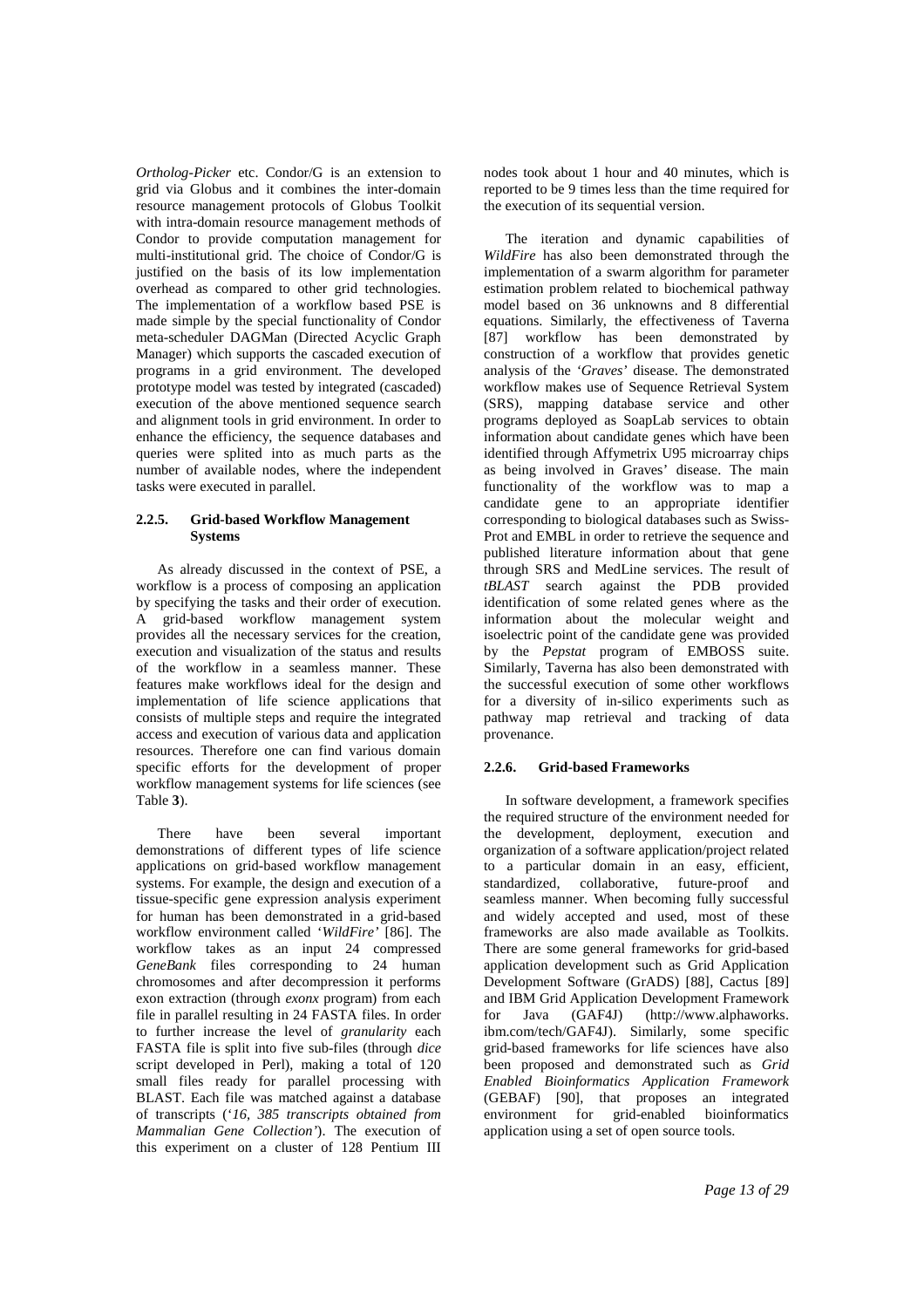*Ortholog-Picker* etc. Condor/G is an extension to grid via Globus and it combines the inter-domain resource management protocols of Globus Toolkit with intra-domain resource management methods of Condor to provide computation management for multi-institutional grid. The choice of Condor/G is justified on the basis of its low implementation overhead as compared to other grid technologies. The implementation of a workflow based PSE is made simple by the special functionality of Condor meta-scheduler DAGMan (Directed Acyclic Graph Manager) which supports the cascaded execution of programs in a grid environment. The developed prototype model was tested by integrated (cascaded) execution of the above mentioned sequence search and alignment tools in grid environment. In order to enhance the efficiency, the sequence databases and queries were splited into as much parts as the number of available nodes, where the independent tasks were executed in parallel.

#### 2.2.5. Grid-based Workflow Management Systems

As already discussed in the context of PSE, a workflow is a process of composing an application by specifying the tasks and their order of execution. A grid-based workflow management system provides all the necessary services for the creation, execution and visualization of the status and results of the workflow in a seamless manner. These features make workflows ideal for the design and implementation of life science applications that consists of multiple steps and require the integrated access and execution of various data and application resources. Therefore one can find various domain specific efforts for the development of proper workflow management systems for life sciences (see Table **3**).

There have been several important demonstrations of different types of life science applications on grid-based workflow management systems. For example, the design and execution of a tissue-specific gene expression analysis experiment for human has been demonstrated in a grid-based workflow environment called '*WildFire*' [86]. The workflow takes as an input 24 compressed *GeneBank* files corresponding to 24 human chromosomes and after decompression it performs exon extraction (through *exonx* program) from each file in parallel resulting in 24 FASTA files. In order to further increase the level of *granularity* each FASTA file is split into five sub-files (through *dice* script developed in Perl), making a total of 120 small files ready for parallel processing with BLAST. Each file was matched against a database of transcripts ('*16, 385 transcripts obtained from Mammalian Gene Collection*'). The execution of this experiment on a cluster of 128 Pentium III nodes took about 1 hour and 40 minutes, which is reported to be 9 times less than the time required for the execution of its sequential version.

The iteration and dynamic capabilities of *WildFire* has also been demonstrated through the implementation of a swarm algorithm for parameter estimation problem related to biochemical pathway model based on 36 unknowns and 8 differential equations. Similarly, the effectiveness of Taverna [87] workflow has been demonstrated by construction of a workflow that provides genetic analysis of the '*Graves*' disease. The demonstrated workflow makes use of Sequence Retrieval System (SRS), mapping database service and other programs deployed as SoapLab services to obtain information about candidate genes which have been identified through Affymetrix U95 microarray chips as being involved in Graves' disease. The main functionality of the workflow was to map a candidate gene to an appropriate identifier corresponding to biological databases such as Swiss-Prot and EMBL in order to retrieve the sequence and published literature information about that gene through SRS and MedLine services. The result of *tBLAST* search against the PDB provided identification of some related genes where as the information about the molecular weight and isoelectric point of the candidate gene was provided by the *Pepstat* program of EMBOSS suite. Similarly, Taverna has also been demonstrated with the successful execution of some other workflows for a diversity of in-silico experiments such as pathway map retrieval and tracking of data provenance.

#### 2.2.6. Grid-based Frameworks

In software development, a framework specifies the required structure of the environment needed for the development, deployment, execution and organization of a software application/project related to a particular domain in an easy, efficient, standardized, collaborative, future-proof and seamless manner. When becoming fully successful and widely accepted and used, most of these frameworks are also made available as Toolkits. There are some general frameworks for grid-based application development such as Grid Application Development Software (GrADS) [88], Cactus [89] and IBM Grid Application Development Framework for Java (GAF4J) (http://www.alphaworks.ibm.com/tech/GAF4J). Similarly, some specific grid-based frameworks for life sciences have also been proposed and demonstrated such as *Grid Enabled Bioinformatics Application Framework* (GEBAF) [90], that proposes an integrated environment for grid-enabled bioinformatics application using a set of open source tools.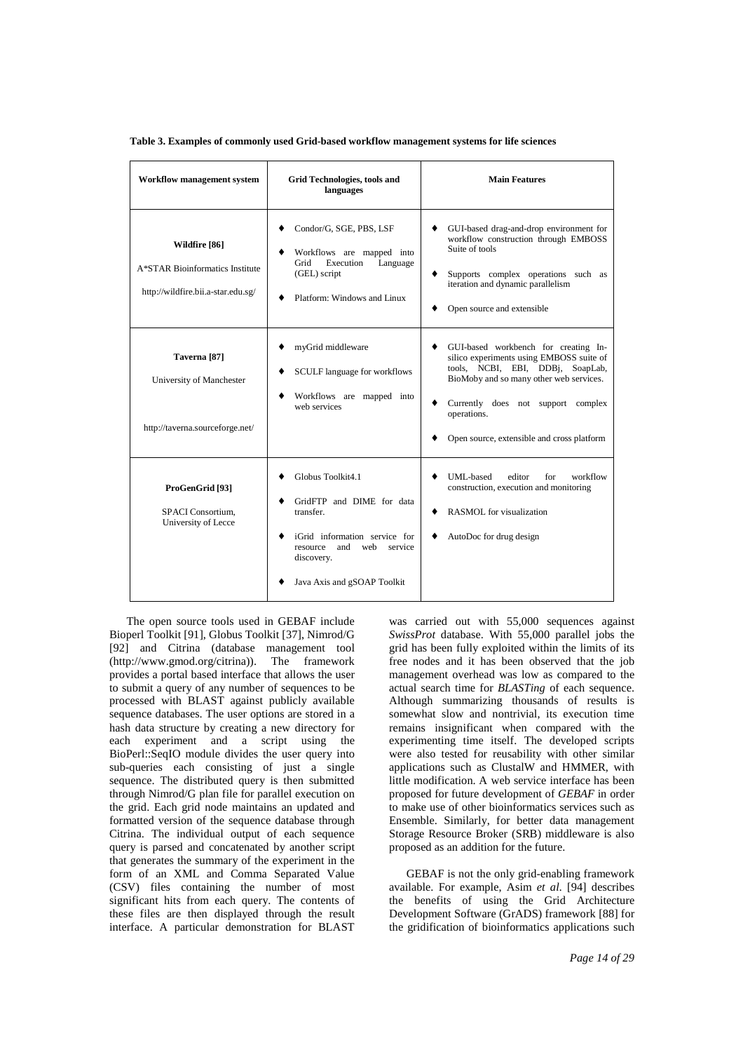**Table 3. Examples of commonly used Grid-based workflow management systems for life sciences**

| Workflow management system | Grid Technologies, tools and languages | Main Features |
|---|---|---|
| **Wildfire [86]**<br>A*STAR Bioinformatics Institute<br>http://wildfire.bii.a-star.edu.sg/ | ♦ Condor/G, SGE, PBS, LSF<br>♦ Workflows are mapped into Grid Execution Language (GEL) script<br>♦ Platform: Windows and Linux | ♦ GUI-based drag-and-drop environment for workflow construction through EMBOSS Suite of tools<br>♦ Supports complex operations such as iteration and dynamic parallelism<br>♦ Open source and extensible |
| **Taverna [87]**<br>University of Manchester<br>http://taverna.sourceforge.net/ | ♦ myGrid middleware<br>♦ SCUFL language for workflows<br>♦ Workflows are mapped into web services | ♦ GUI-based workbench for creating In-silico experiments using EMBOSS suite of tools, NCBI, EBI, DDBj, SoapLab, BioMoby and so many other web services.<br>♦ Currently does not support complex operations.<br>♦ Open source, extensible and cross platform |
| **ProGenGrid [93]**<br>SPACI Consortium, University of Lecce | ♦ Globus Toolkit4.1<br>♦ GridFTP and DIME for data transfer.<br>♦ iGrid information service for resource and web service discovery.<br>♦ Java Axis and gSOAP Toolkit | ♦ UML-based editor for workflow construction, execution and monitoring<br>♦ RASMOL for visualization<br>♦ AutoDoc for drug design |

The open source tools used in GEBAF include Bioperl Toolkit [91], Globus Toolkit [37], Nimrod/G [92] and Citrina (database management tool (http://www.gmod.org/citrina)). The framework provides a portal based interface that allows the user to submit a query of any number of sequences to be processed with BLAST against publicly available sequence databases. The user options are stored in a hash data structure by creating a new directory for each experiment and a script using the BioPerl::SeqIO module divides the user query into sub-queries each consisting of just a single sequence. The distributed query is then submitted through Nimrod/G plan file for parallel execution on the grid. Each grid node maintains an updated and formatted version of the sequence database through Citrina. The individual output of each sequence query is parsed and concatenated by another script that generates the summary of the experiment in the form of an XML and Comma Separated Value (CSV) files containing the number of most significant hits from each query. The contents of these files are then displayed through the result interface. A particular demonstration for BLAST was carried out with 55,000 sequences against *SwissProt* database. With 55,000 parallel jobs the grid has been fully exploited within the limits of its free nodes and it has been observed that the job management overhead was low as compared to the actual search time for *BLASTing* of each sequence. Although summarizing thousands of results is somewhat slow and nontrivial, its execution time remains insignificant when compared with the experimenting time itself. The developed scripts were also tested for reusability with other similar applications such as ClustalW and HMMER, with little modification. A web service interface has been proposed for future development of *GEBAF* in order to make use of other bioinformatics services such as Ensemble. Similarly, for better data management Storage Resource Broker (SRB) middleware is also proposed as an addition for the future.

GEBAF is not the only grid-enabling framework available. For example, Asim *et al.* [94] describes the benefits of using the Grid Architecture Development Software (GrADS) framework [88] for the gridification of bioinformatics applications such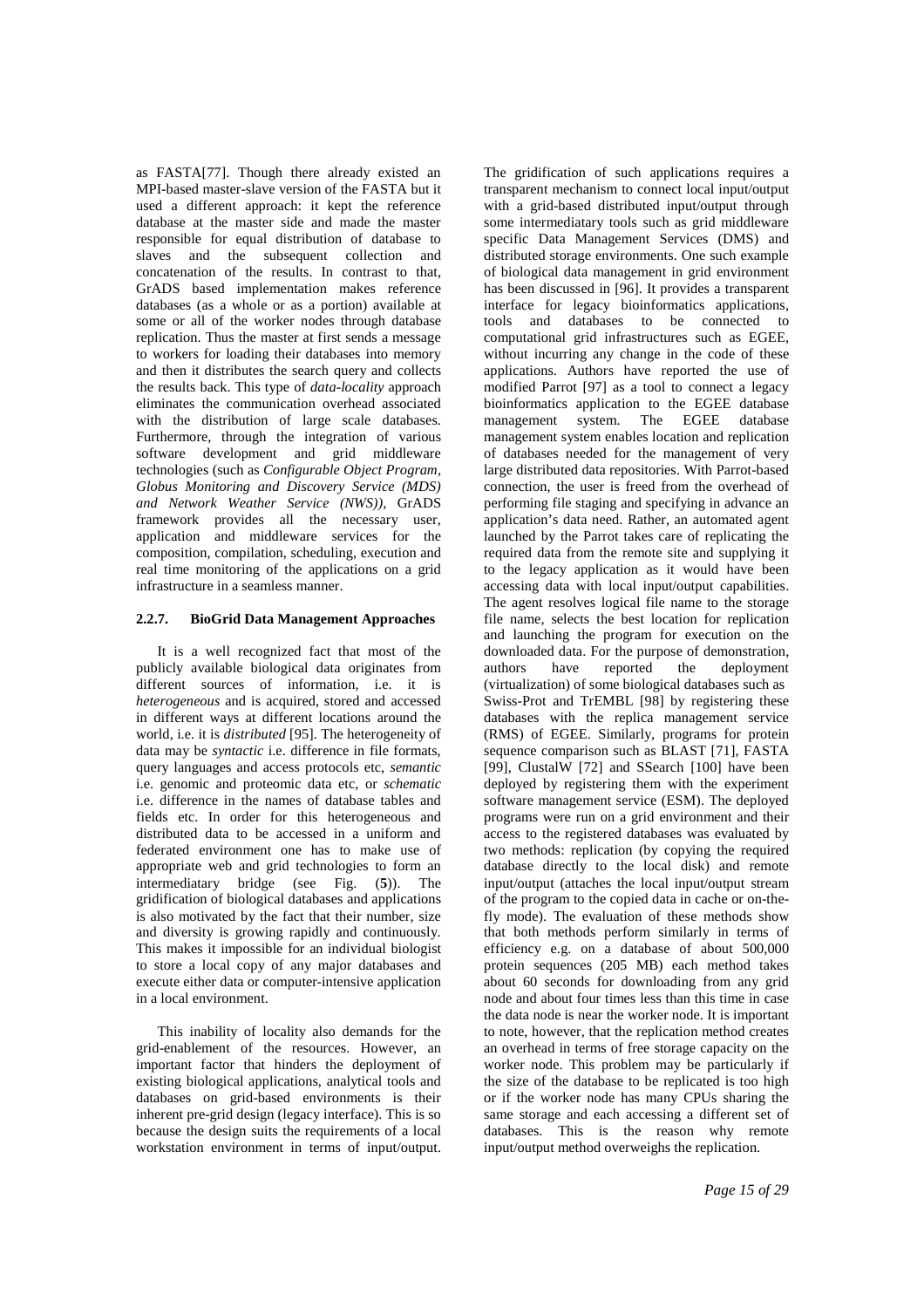as FASTA[77]. Though there already existed an MPI-based master-slave version of the FASTA but it used a different approach: it kept the reference database at the master side and made the master responsible for equal distribution of database to slaves and the subsequent collection and concatenation of the results. In contrast to that, GrADS based implementation makes reference databases (as a whole or as a portion) available at some or all of the worker nodes through database replication. Thus the master at first sends a message to workers for loading their databases into memory and then it distributes the search query and collects the results back. This type of *data-locality* approach eliminates the communication overhead associated with the distribution of large scale databases. Furthermore, through the integration of various software development and grid middleware technologies (such as *Configurable Object Program*, *Globus Monitoring and Discovery Service (MDS) and Network Weather Service (NWS))*, GrADS framework provides all the necessary user, application and middleware services for the composition, compilation, scheduling, execution and real time monitoring of the applications on a grid infrastructure in a seamless manner.

#### 2.2.7. BioGrid Data Management Approaches

It is a well recognized fact that most of the publicly available biological data originates from different sources of information, i.e. it is *heterogeneous* and is acquired, stored and accessed in different ways at different locations around the world, i.e. it is *distributed* [95]. The heterogeneity of data may be *syntactic* i.e. difference in file formats, query languages and access protocols etc, *semantic* i.e. genomic and proteomic data etc, or *schematic* i.e. difference in the names of database tables and fields etc. In order for this heterogeneous and distributed data to be accessed in a uniform and federated environment one has to make use of appropriate web and grid technologies to form an intermediatary bridge (see Fig. (**5**)). The gridification of biological databases and applications is also motivated by the fact that their number, size and diversity is growing rapidly and continuously. This makes it impossible for an individual biologist to store a local copy of any major databases and execute either data or computer-intensive application in a local environment.

This inability of locality also demands for the grid-enablement of the resources. However, an important factor that hinders the deployment of existing biological applications, analytical tools and databases on grid-based environments is their inherent pre-grid design (legacy interface). This is so because the design suits the requirements of a local workstation environment in terms of input/output. The gridification of such applications requires a transparent mechanism to connect local input/output with a grid-based distributed input/output through some intermediatary tools such as grid middleware specific Data Management Services (DMS) and distributed storage environments. One such example of biological data management in grid environment has been discussed in [96]. It provides a transparent interface for legacy bioinformatics applications, tools and databases to be connected to computational grid infrastructures such as EGEE, without incurring any change in the code of these applications. Authors have reported the use of modified Parrot [97] as a tool to connect a legacy bioinformatics application to the EGEE database management system. The EGEE database management system enables location and replication of databases needed for the management of very large distributed data repositories. With Parrot-based connection, the user is freed from the overhead of performing file staging and specifying in advance an application's data need. Rather, an automated agent launched by the Parrot takes care of replicating the required data from the remote site and supplying it to the legacy application as it would have been accessing data with local input/output capabilities. The agent resolves logical file name to the storage file name, selects the best location for replication and launching the program for execution on the downloaded data. For the purpose of demonstration, authors have reported the deployment (virtualization) of some biological databases such as Swiss-Prot and TrEMBL [98] by registering these databases with the replica management service (RMS) of EGEE. Similarly, programs for protein sequence comparison such as BLAST [71], FASTA [99], ClustalW [72] and SSearch [100] have been deployed by registering them with the experiment software management service (ESM). The deployed programs were run on a grid environment and their access to the registered databases was evaluated by two methods: replication (by copying the required database directly to the local disk) and remote input/output (attaches the local input/output stream of the program to the copied data in cache or on-the-fly mode). The evaluation of these methods show that both methods perform similarly in terms of efficiency e.g. on a database of about 500,000 protein sequences (205 MB) each method takes about 60 seconds for downloading from any grid node and about four times less than this time in case the data node is near the worker node. It is important to note, however, that the replication method creates an overhead in terms of free storage capacity on the worker node. This problem may be particularly if the size of the database to be replicated is too high or if the worker node has many CPUs sharing the same storage and each accessing a different set of databases. This is the reason why remote input/output method overweighs the replication.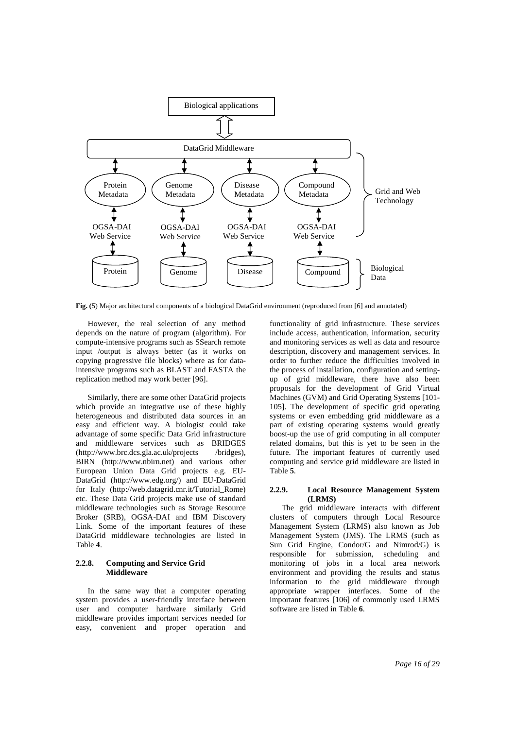Biological applications

DataGrid Middleware

Protein Metadata | Genome Metadata | Disease Metadata | Compound Metadata

OGSA-DAI Web Service | OGSA-DAI Web Service | OGSA-DAI Web Service | OGSA-DAI Web Service

Protein | Genome | Disease | Compound

Grid and Web Technology

Biological Data

**Fig. (5)** Major architectural components of a biological DataGrid environment (reproduced from [6] and annotated)

However, the real selection of any method depends on the nature of program (algorithm). For compute-intensive programs such as SSearch remote input /output is always better (as it works on copying progressive file blocks) where as for data-intensive programs such as BLAST and FASTA the replication method may work better [96].

Similarly, there are some other DataGrid projects which provide an integrative use of these highly heterogeneous and distributed data sources in an easy and efficient way. A biologist could take advantage of some specific Data Grid infrastructure and middleware services such as BRIDGES (http://www.brc.dcs.gla.ac.uk/projects /bridges), BIRN (http://www.nbirn.net) and various other European Union Data Grid projects e.g. EU-DataGrid (http://www.edg.org/) and EU-DataGrid for Italy (http://web.datagrid.cnr.it/Tutorial_Rome) etc. These Data Grid projects make use of standard middleware technologies such as Storage Resource Broker (SRB), OGSA-DAI and IBM Discovery Link. Some of the important features of these DataGrid middleware technologies are listed in Table **4**.

#### 2.2.8. Computing and Service Grid Middleware

In the same way that a computer operating system provides a user-friendly interface between user and computer hardware similarly Grid middleware provides important services needed for easy, convenient and proper operation and functionality of grid infrastructure. These services include access, authentication, information, security and monitoring services as well as data and resource description, discovery and management services. In order to further reduce the difficulties involved in the process of installation, configuration and setting-up of grid middleware, there have also been proposals for the development of Grid Virtual Machines (GVM) and Grid Operating Systems [101-105]. The development of specific grid operating systems or even embedding grid middleware as a part of existing operating systems would greatly boost-up the use of grid computing in all computer related domains, but this is yet to be seen in the future. The important features of currently used computing and service grid middleware are listed in Table **5**.

#### 2.2.9. Local Resource Management System (LRMS)

The grid middleware interacts with different clusters of computers through Local Resource Management System (LRMS) also known as Job Management System (JMS). The LRMS (such as Sun Grid Engine, Condor/G and Nimrod/G) is responsible for submission, scheduling and monitoring of jobs in a local area network environment and providing the results and status information to the grid middleware through appropriate wrapper interfaces. Some of the important features [106] of commonly used LRMS software are listed in Table **6**.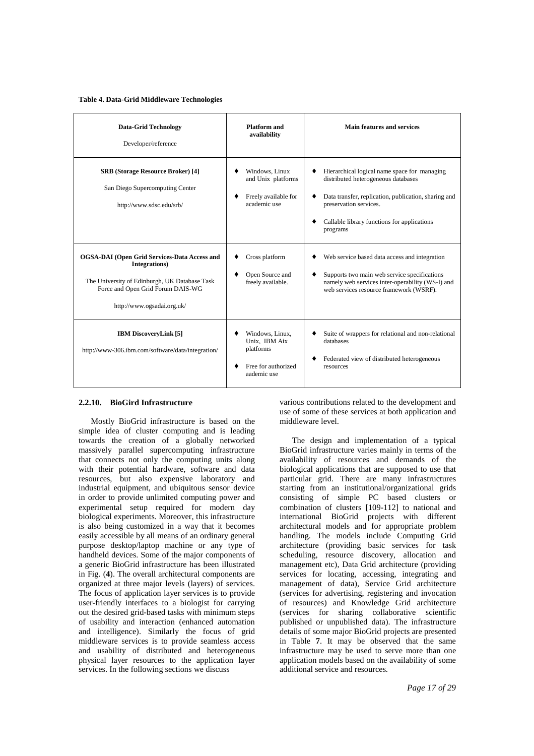**Table 4. Data-Grid Middleware Technologies**

| Data-Grid Technology<br>Developer/reference | Platform and availability | Main features and services |
|---|---|---|
| **SRB (Storage Resource Broker) [4]**<br>San Diego Supercomputing Center<br>http://www.sdsc.edu/srb/ | ♦ Windows, Linux and Unix platforms<br>♦ Freely available for academic use | ♦ Hierarchical logical name space for managing distributed heterogeneous databases<br>♦ Data transfer, replication, publication, sharing and preservation services.<br>♦ Callable library functions for applications programs |
| **OGSA-DAI (Open Grid Services-Data Access and Integrations)**<br>The University of Edinburgh, UK Database Task Force and Open Grid Forum DAIS-WG<br>http://www.ogsadai.org.uk/ | ♦ Cross platform<br>♦ Open Source and freely available. | ♦ Web service based data access and integration<br>♦ Supports two main web service specifications namely web services inter-operability (WS-I) and web services resource framework (WSRF). |
| **IBM DiscoveryLink [5]**<br>http://www-306.ibm.com/software/data/integration/ | ♦ Windows, Linux, Unix, IBM Aix platforms<br>♦ Free for authorized aademic use | ♦ Suite of wrappers for relational and non-relational databases<br>♦ Federated view of distributed heterogeneous resources |

### 2.2.10. BioGird Infrastructure

Mostly BioGrid infrastructure is based on the simple idea of cluster computing and is leading towards the creation of a globally networked massively parallel supercomputing infrastructure that connects not only the computing units along with their potential hardware, software and data resources, but also expensive laboratory and industrial equipment, and ubiquitous sensor device in order to provide unlimited computing power and experimental setup required for modern day biological experiments. Moreover, this infrastructure is also being customized in a way that it becomes easily accessible by all means of an ordinary general purpose desktop/laptop machine or any type of handheld devices. Some of the major components of a generic BioGrid infrastructure has been illustrated in Fig. (**4**). The overall architectural components are organized at three major levels (layers) of services. The focus of application layer services is to provide user-friendly interfaces to a biologist for carrying out the desired grid-based tasks with minimum steps of usability and interaction (enhanced automation and intelligence). Similarly the focus of grid middleware services is to provide seamless access and usability of distributed and heterogeneous physical layer resources to the application layer services. In the following sections we discuss various contributions related to the development and use of some of these services at both application and middleware level.

The design and implementation of a typical BioGrid infrastructure varies mainly in terms of the availability of resources and demands of the biological applications that are supposed to use that particular grid. There are many infrastructures starting from an institutional/organizational grids consisting of simple PC based clusters or combination of clusters [109-112] to national and international BioGrid projects with different architectural models and for appropriate problem handling. The models include Computing Grid architecture (providing basic services for task scheduling, resource discovery, allocation and management etc), Data Grid architecture (providing services for locating, accessing, integrating and management of data), Service Grid architecture (services for advertising, registering and invocation of resources) and Knowledge Grid architecture (services for sharing collaborative scientific published or unpublished data). The infrastructure details of some major BioGrid projects are presented in Table **7**. It may be observed that the same infrastructure may be used to serve more than one application models based on the availability of some additional service and resources.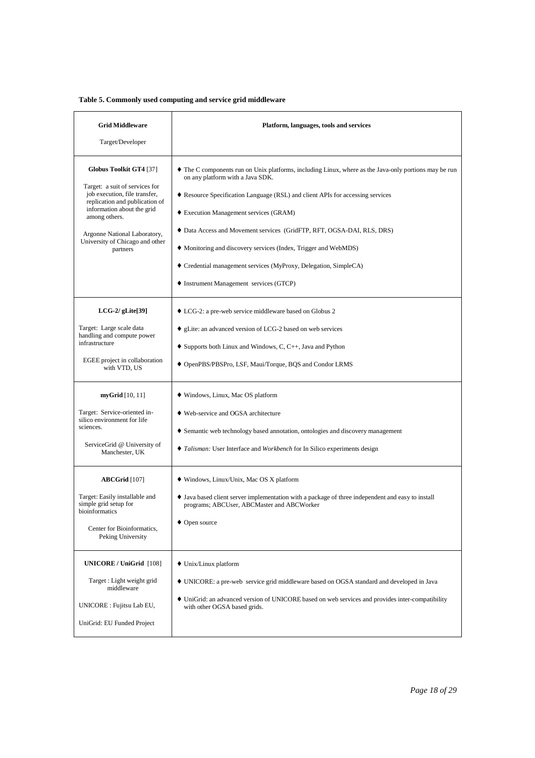**Table 5. Commonly used computing and service grid middleware**

| **Grid Middleware**<br><br>Target/Developer | **Platform, languages, tools and services** |
|---|---|
| **Globus Toolkit GT4** [37]<br><br>Target: a suit of services for job execution, file transfer, replication and publication of information about the grid among others.<br><br>Argonne National Laboratory, University of Chicago and other partners | ♦ The C components run on Unix platforms, including Linux, where as the Java-only portions may be run on any platform with a Java SDK.<br><br>♦ Resource Specification Language (RSL) and client APIs for accessing services<br><br>♦ Execution Management services (GRAM)<br><br>♦ Data Access and Movement services (GridFTP, RFT, OGSA-DAI, RLS, DRS)<br><br>♦ Monitoring and discovery services (Index, Trigger and WebMDS)<br><br>♦ Credential management services (MyProxy, Delegation, SimpleCA)<br><br>♦ Instrument Management services (GTCP) |
| **LCG-2/ gLite[39]**<br><br>Target: Large scale data handling and compute power infrastructure<br><br>EGEE project in collaboration with VTD, US | ♦ LCG-2: a pre-web service middleware based on Globus 2<br><br>♦ gLite: an advanced version of LCG-2 based on web services<br><br>♦ Supports both Linux and Windows, C, C++, Java and Python<br><br>♦ OpenPBS/PBSPro, LSF, Maui/Torque, BQS and Condor LRMS |
| **myGrid** [10, 11]<br><br>Target: Service-oriented in-silico environment for life sciences.<br><br>ServiceGrid @ University of Manchester, UK | ♦ Windows, Linux, Mac OS platform<br><br>♦ Web-service and OGSA architecture<br><br>♦ Semantic web technology based annotation, ontologies and discovery management<br><br>♦ *Talisman:* User Interface and *Workbench* for In Silico experiments design |
| **ABCGrid** [107]<br><br>Target: Easily installable and simple grid setup for bioinformatics<br><br>Center for Bioinformatics, Peking University | ♦ Windows, Linux/Unix, Mac OS X platform<br><br>♦ Java based client server implementation with a package of three independent and easy to install programs; ABCUser, ABCMaster and ABCWorker<br><br>♦ Open source |
| **UNICORE / UniGrid** [108]<br><br>Target : Light weight grid middleware<br><br>UNICORE : Fujitsu Lab EU,<br><br>UniGrid: EU Funded Project | ♦ Unix/Linux platform<br><br>♦ UNICORE: a pre-web service grid middleware based on OGSA standard and developed in Java<br><br>♦ UniGrid: an advanced version of UNICORE based on web services and provides inter-compatibility with other OGSA based grids. |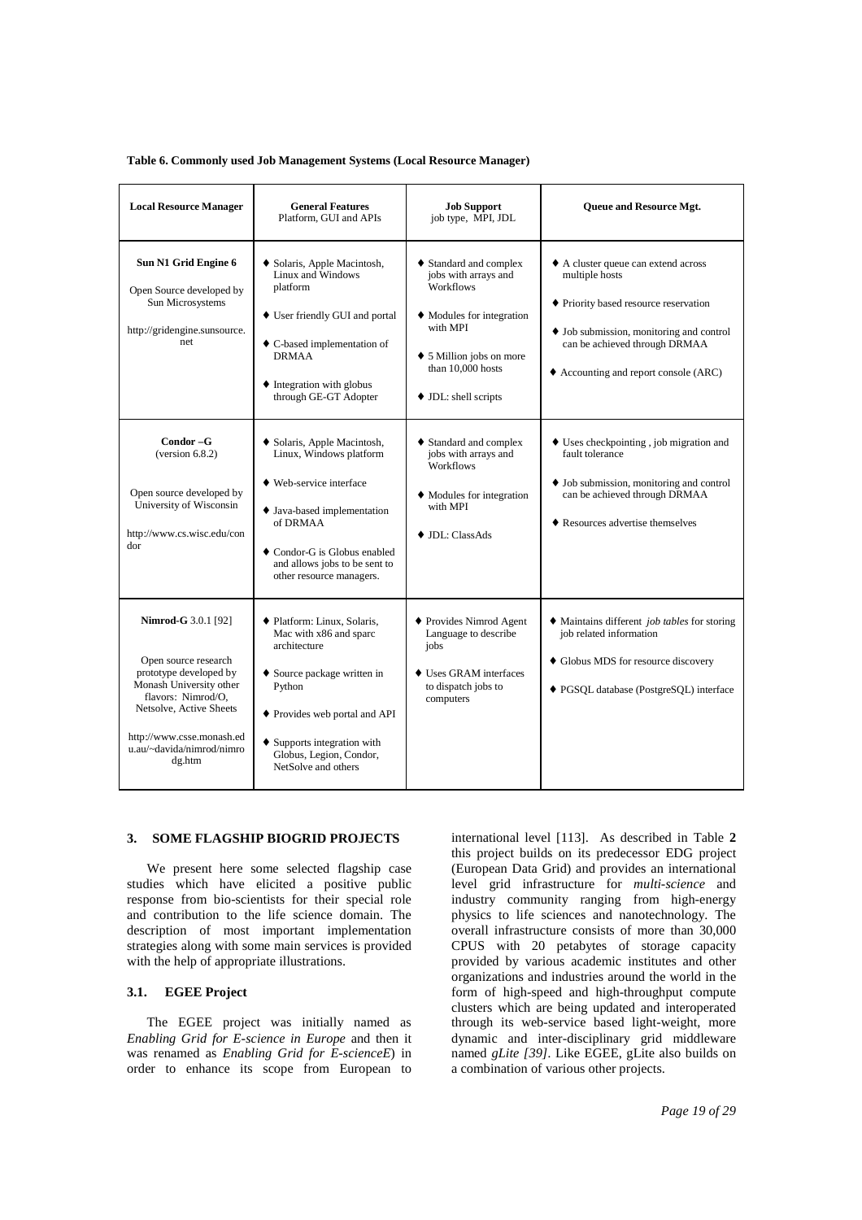**Table 6. Commonly used Job Management Systems (Local Resource Manager)**

| **Local Resource Manager** | **General Features** Platform, GUI and APIs | **Job Support** job type, MPI, JDL | **Queue and Resource Mgt.** |
|---|---|---|---|
| **Sun N1 Grid Engine 6**<br><br>Open Source developed by Sun Microsystems<br><br>http://gridengine.sunsource.net | ♦ Solaris, Apple Macintosh, Linux and Windows platform<br><br>♦ User friendly GUI and portal<br><br>♦ C-based implementation of DRMAA<br><br>♦ Integration with globus through GE-GT Adopter | ♦ Standard and complex jobs with arrays and Workflows<br><br>♦ Modules for integration with MPI<br><br>♦ 5 Million jobs on more than 10,000 hosts<br><br>♦ JDL: shell scripts | ♦ A cluster queue can extend across multiple hosts<br><br>♦ Priority based resource reservation<br><br>♦ Job submission, monitoring and control can be achieved through DRMAA<br><br>♦ Accounting and report console (ARC) |
| **Condor –G**<br>(version 6.8.2)<br><br>Open source developed by University of Wisconsin<br><br>http://www.cs.wisc.edu/condor | ♦ Solaris, Apple Macintosh, Linux, Windows platform<br><br>♦ Web-service interface<br><br>♦ Java-based implementation of DRMAA<br><br>♦ Condor-G is Globus enabled and allows jobs to be sent to other resource managers. | ♦ Standard and complex jobs with arrays and Workflows<br><br>♦ Modules for integration with MPI<br><br>♦ JDL: ClassAds | ♦ Uses checkpointing , job migration and fault tolerance<br><br>♦ Job submission, monitoring and control can be achieved through DRMAA<br><br>♦ Resources advertise themselves |
| **Nimrod-G** 3.0.1 [92]<br><br>Open source research prototype developed by Monash University other flavors: Nimrod/O, Netsolve, Active Sheets<br><br>http://www.csse.monash.edu.au/~davida/nimrod/nimrodg.htm | ♦ Platform: Linux, Solaris, Mac with x86 and sparc architecture<br><br>♦ Source package written in Python<br><br>♦ Provides web portal and API<br><br>♦ Supports integration with Globus, Legion, Condor, NetSolve and others | ♦ Provides Nimrod Agent Language to describe jobs<br><br>♦ Uses GRAM interfaces to dispatch jobs to computers | ♦ Maintains different *job tables* for storing job related information<br><br>♦ Globus MDS for resource discovery<br><br>♦ PGSQL database (PostgreSQL) interface |

## 3. SOME FLAGSHIP BIOGRID PROJECTS

We present here some selected flagship case studies which have elicited a positive public response from bio-scientists for their special role and contribution to the life science domain. The description of most important implementation strategies along with some main services is provided with the help of appropriate illustrations.

### 3.1. EGEE Project

The EGEE project was initially named as *Enabling Grid for E-science in Europe* and then it was renamed as *Enabling Grid for E-scienceE*) in order to enhance its scope from European to international level [113]. As described in Table **2** this project builds on its predecessor EDG project (European Data Grid) and provides an international level grid infrastructure for *multi-science* and industry community ranging from high-energy physics to life sciences and nanotechnology. The overall infrastructure consists of more than 30,000 CPUS with 20 petabytes of storage capacity provided by various academic institutes and other organizations and industries around the world in the form of high-speed and high-throughput compute clusters which are being updated and interoperated through its web-service based light-weight, more dynamic and inter-disciplinary grid middleware named *gLite [39]*. Like EGEE, gLite also builds on a combination of various other projects.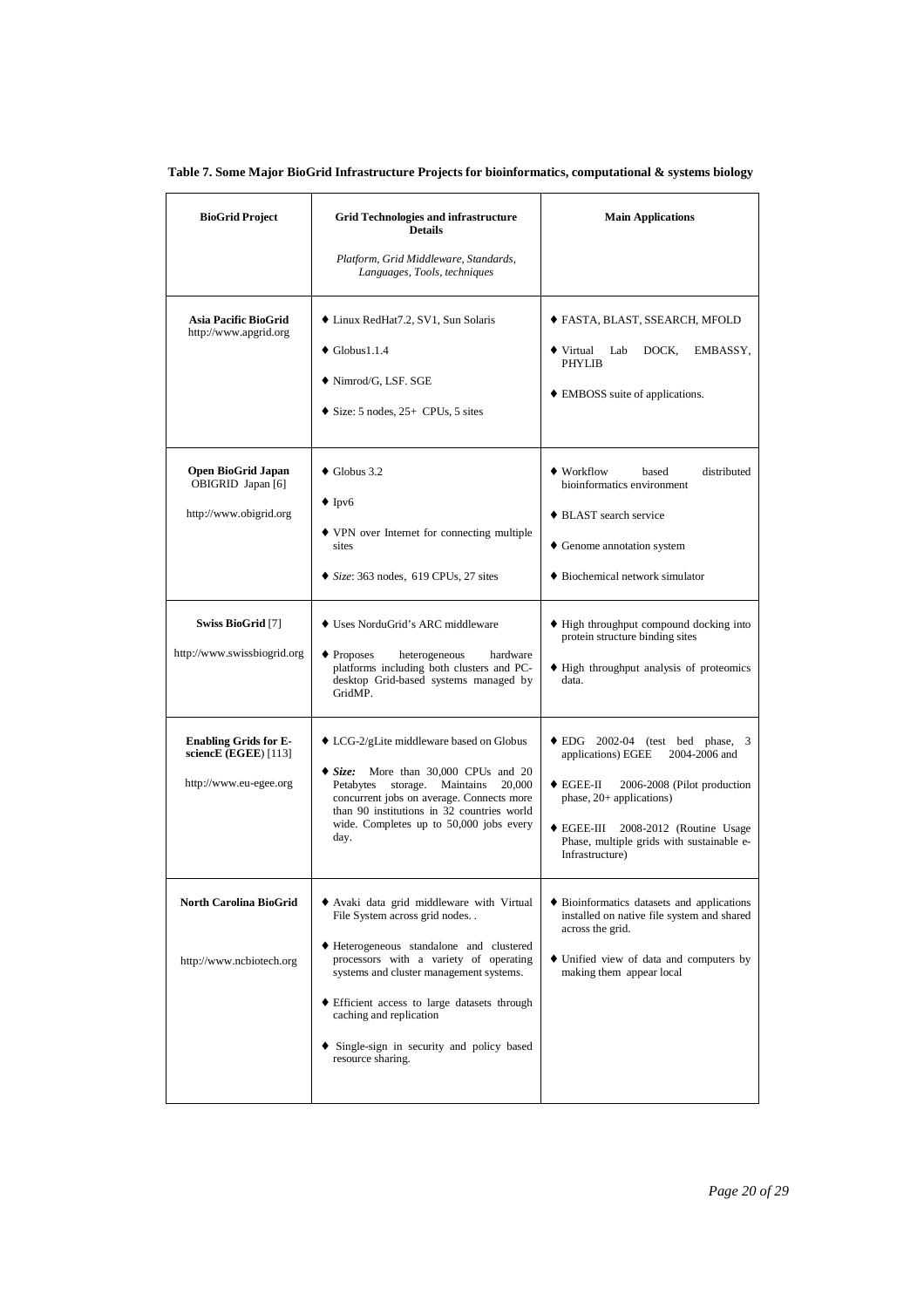**Table 7. Some Major BioGrid Infrastructure Projects for bioinformatics, computational & systems biology**

| **BioGrid Project** | **Grid Technologies and infrastructure Details**<br>*Platform, Grid Middleware, Standards, Languages, Tools, techniques* | **Main Applications** |
|---|---|---|
| **Asia Pacific BioGrid**<br>http://www.apgrid.org | ♦ Linux RedHat7.2, SV1, Sun Solaris<br>♦ Globus1.1.4<br>♦ Nimrod/G, LSF. SGE<br>♦ Size: 5 nodes, 25+ CPUs, 5 sites | ♦ FASTA, BLAST, SSEARCH, MFOLD<br>♦ Virtual Lab DOCK, EMBASSY, PHYLIB<br>♦ EMBOSS suite of applications. |
| **Open BioGrid Japan**<br>OBIGRID Japan [6]<br>http://www.obigrid.org | ♦ Globus 3.2<br>♦ Ipv6<br>♦ VPN over Internet for connecting multiple sites<br>♦ *Size*: 363 nodes, 619 CPUs, 27 sites | ♦ Workflow based distributed bioinformatics environment<br>♦ BLAST search service<br>♦ Genome annotation system<br>♦ Biochemical network simulator |
| **Swiss BioGrid** [7]<br>http://www.swissbiogrid.org | ♦ Uses NorduGrid's ARC middleware<br>♦ Proposes heterogeneous hardware platforms including both clusters and PC-desktop Grid-based systems managed by GridMP. | ♦ High throughput compound docking into protein structure binding sites<br>♦ High throughput analysis of proteomics data. |
| **Enabling Grids for E-sciencE (EGEE)** [113]<br>http://www.eu-egee.org | ♦ LCG-2/gLite middleware based on Globus<br>♦ ***Size:*** More than 30,000 CPUs and 20 Petabytes storage. Maintains 20,000 concurrent jobs on average. Connects more than 90 institutions in 32 countries world wide. Completes up to 50,000 jobs every day. | ♦ EDG 2002-04 (test bed phase, 3 applications) EGEE 2004-2006 and<br>♦ EGEE-II 2006-2008 (Pilot production phase, 20+ applications)<br>♦ EGEE-III 2008-2012 (Routine Usage Phase, multiple grids with sustainable e-Infrastructure) |
| **North Carolina BioGrid**<br>http://www.ncbiotech.org | ♦ Avaki data grid middleware with Virtual File System across grid nodes. .<br>♦ Heterogeneous standalone and clustered processors with a variety of operating systems and cluster management systems.<br>♦ Efficient access to large datasets through caching and replication<br>♦ Single-sign in security and policy based resource sharing. | ♦ Bioinformatics datasets and applications installed on native file system and shared across the grid.<br>♦ Unified view of data and computers by making them appear local |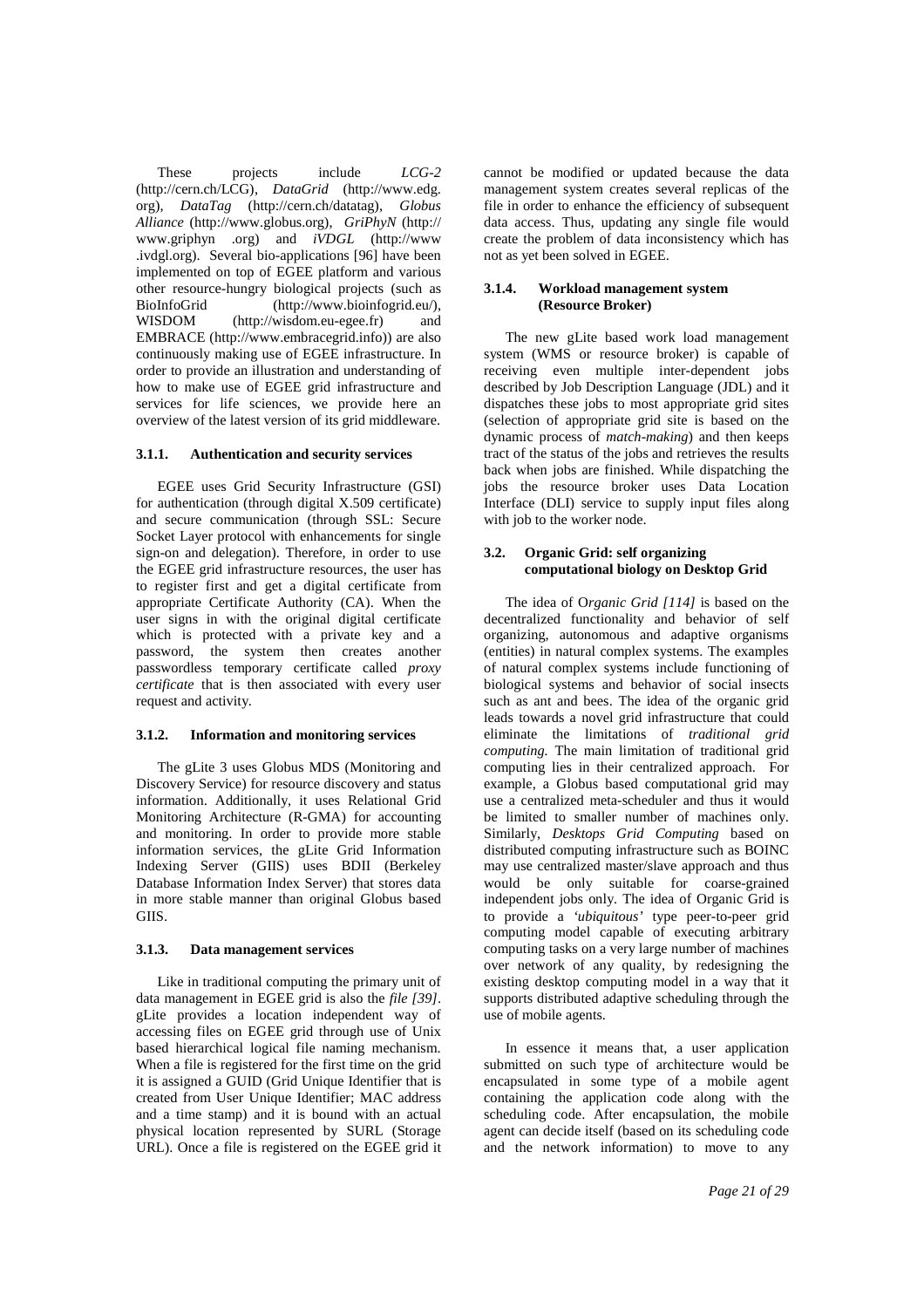These projects include *LCG-2* (http://cern.ch/LCG), *DataGrid* (http://www.edg.org), *DataTag* (http://cern.ch/datatag), *Globus Alliance* (http://www.globus.org), *GriPhyN* (http://www.griphyn .org) and *iVDGL* (http://www .ivdgl.org). Several bio-applications [96] have been implemented on top of EGEE platform and various other resource-hungry biological projects (such as BioInfoGrid (http://www.bioinfogrid.eu/), WISDOM (http://wisdom.eu-egee.fr) and EMBRACE (http://www.embracegrid.info)) are also continuously making use of EGEE infrastructure. In order to provide an illustration and understanding of how to make use of EGEE grid infrastructure and services for life sciences, we provide here an overview of the latest version of its grid middleware.

#### 3.1.1. Authentication and security services

EGEE uses Grid Security Infrastructure (GSI) for authentication (through digital X.509 certificate) and secure communication (through SSL: Secure Socket Layer protocol with enhancements for single sign-on and delegation). Therefore, in order to use the EGEE grid infrastructure resources, the user has to register first and get a digital certificate from appropriate Certificate Authority (CA). When the user signs in with the original digital certificate which is protected with a private key and a password, the system then creates another passwordless temporary certificate called *proxy certificate* that is then associated with every user request and activity.

#### 3.1.2. Information and monitoring services

The gLite 3 uses Globus MDS (Monitoring and Discovery Service) for resource discovery and status information. Additionally, it uses Relational Grid Monitoring Architecture (R-GMA) for accounting and monitoring. In order to provide more stable information services, the gLite Grid Information Indexing Server (GIIS) uses BDII (Berkeley Database Information Index Server) that stores data in more stable manner than original Globus based GIIS.

#### 3.1.3. Data management services

Like in traditional computing the primary unit of data management in EGEE grid is also the *file [39]*. gLite provides a location independent way of accessing files on EGEE grid through use of Unix based hierarchical logical file naming mechanism. When a file is registered for the first time on the grid it is assigned a GUID (Grid Unique Identifier that is created from User Unique Identifier; MAC address and a time stamp) and it is bound with an actual physical location represented by SURL (Storage URL). Once a file is registered on the EGEE grid it cannot be modified or updated because the data management system creates several replicas of the file in order to enhance the efficiency of subsequent data access. Thus, updating any single file would create the problem of data inconsistency which has not as yet been solved in EGEE.

#### 3.1.4. Workload management system (Resource Broker)

The new gLite based work load management system (WMS or resource broker) is capable of receiving even multiple inter-dependent jobs described by Job Description Language (JDL) and it dispatches these jobs to most appropriate grid sites (selection of appropriate grid site is based on the dynamic process of *match-making*) and then keeps tract of the status of the jobs and retrieves the results back when jobs are finished. While dispatching the jobs the resource broker uses Data Location Interface (DLI) service to supply input files along with job to the worker node.

### 3.2. Organic Grid: self organizing computational biology on Desktop Grid

The idea of O*rganic Grid [114]* is based on the decentralized functionality and behavior of self organizing, autonomous and adaptive organisms (entities) in natural complex systems. The examples of natural complex systems include functioning of biological systems and behavior of social insects such as ant and bees. The idea of the organic grid leads towards a novel grid infrastructure that could eliminate the limitations of *traditional grid computing.* The main limitation of traditional grid computing lies in their centralized approach. For example, a Globus based computational grid may use a centralized meta-scheduler and thus it would be limited to smaller number of machines only. Similarly, *Desktops Grid Computing* based on distributed computing infrastructure such as BOINC may use centralized master/slave approach and thus would be only suitable for coarse-grained independent jobs only. The idea of Organic Grid is to provide a *'ubiquitous'* type peer-to-peer grid computing model capable of executing arbitrary computing tasks on a very large number of machines over network of any quality, by redesigning the existing desktop computing model in a way that it supports distributed adaptive scheduling through the use of mobile agents.

In essence it means that, a user application submitted on such type of architecture would be encapsulated in some type of a mobile agent containing the application code along with the scheduling code. After encapsulation, the mobile agent can decide itself (based on its scheduling code and the network information) to move to any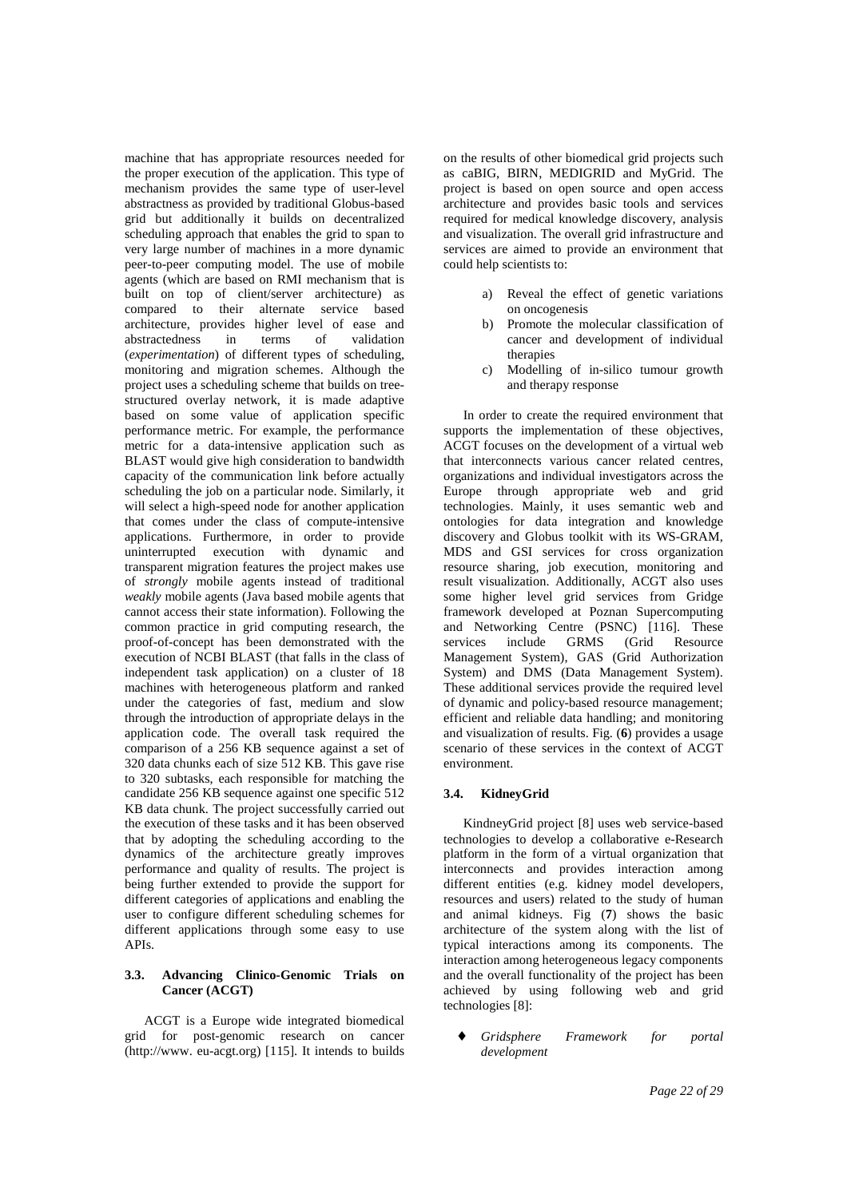machine that has appropriate resources needed for the proper execution of the application. This type of mechanism provides the same type of user-level abstractness as provided by traditional Globus-based grid but additionally it builds on decentralized scheduling approach that enables the grid to span to very large number of machines in a more dynamic peer-to-peer computing model. The use of mobile agents (which are based on RMI mechanism that is built on top of client/server architecture) as compared to their alternate service based architecture, provides higher level of ease and abstractedness in terms of validation (*experimentation*) of different types of scheduling, monitoring and migration schemes. Although the project uses a scheduling scheme that builds on tree-structured overlay network, it is made adaptive based on some value of application specific performance metric. For example, the performance metric for a data-intensive application such as BLAST would give high consideration to bandwidth capacity of the communication link before actually scheduling the job on a particular node. Similarly, it will select a high-speed node for another application that comes under the class of compute-intensive applications. Furthermore, in order to provide uninterrupted execution with dynamic and transparent migration features the project makes use of *strongly* mobile agents instead of traditional *weakly* mobile agents (Java based mobile agents that cannot access their state information). Following the common practice in grid computing research, the proof-of-concept has been demonstrated with the execution of NCBI BLAST (that falls in the class of independent task application) on a cluster of 18 machines with heterogeneous platform and ranked under the categories of fast, medium and slow through the introduction of appropriate delays in the application code. The overall task required the comparison of a 256 KB sequence against a set of 320 data chunks each of size 512 KB. This gave rise to 320 subtasks, each responsible for matching the candidate 256 KB sequence against one specific 512 KB data chunk. The project successfully carried out the execution of these tasks and it has been observed that by adopting the scheduling according to the dynamics of the architecture greatly improves performance and quality of results. The project is being further extended to provide the support for different categories of applications and enabling the user to configure different scheduling schemes for different applications through some easy to use APIs.

### 3.3. Advancing Clinico-Genomic Trials on Cancer (ACGT)

ACGT is a Europe wide integrated biomedical grid for post-genomic research on cancer (http://www. eu-acgt.org) [115]. It intends to builds on the results of other biomedical grid projects such as caBIG, BIRN, MEDIGRID and MyGrid. The project is based on open source and open access architecture and provides basic tools and services required for medical knowledge discovery, analysis and visualization. The overall grid infrastructure and services are aimed to provide an environment that could help scientists to:

a) Reveal the effect of genetic variations on oncogenesis
b) Promote the molecular classification of cancer and development of individual therapies
c) Modelling of in-silico tumour growth and therapy response

In order to create the required environment that supports the implementation of these objectives, ACGT focuses on the development of a virtual web that interconnects various cancer related centres, organizations and individual investigators across the Europe through appropriate web and grid technologies. Mainly, it uses semantic web and ontologies for data integration and knowledge discovery and Globus toolkit with its WS-GRAM, MDS and GSI services for cross organization resource sharing, job execution, monitoring and result visualization. Additionally, ACGT also uses some higher level grid services from Gridge framework developed at Poznan Supercomputing and Networking Centre (PSNC) [116]. These services include GRMS (Grid Resource Management System), GAS (Grid Authorization System) and DMS (Data Management System). These additional services provide the required level of dynamic and policy-based resource management; efficient and reliable data handling; and monitoring and visualization of results. Fig. (**6**) provides a usage scenario of these services in the context of ACGT environment.

### 3.4. KidneyGrid

KindneyGrid project [8] uses web service-based technologies to develop a collaborative e-Research platform in the form of a virtual organization that interconnects and provides interaction among different entities (e.g. kidney model developers, resources and users) related to the study of human and animal kidneys. Fig (**7**) shows the basic architecture of the system along with the list of typical interactions among its components. The interaction among heterogeneous legacy components and the overall functionality of the project has been achieved by using following web and grid technologies [8]:

- *Gridsphere Framework for portal development*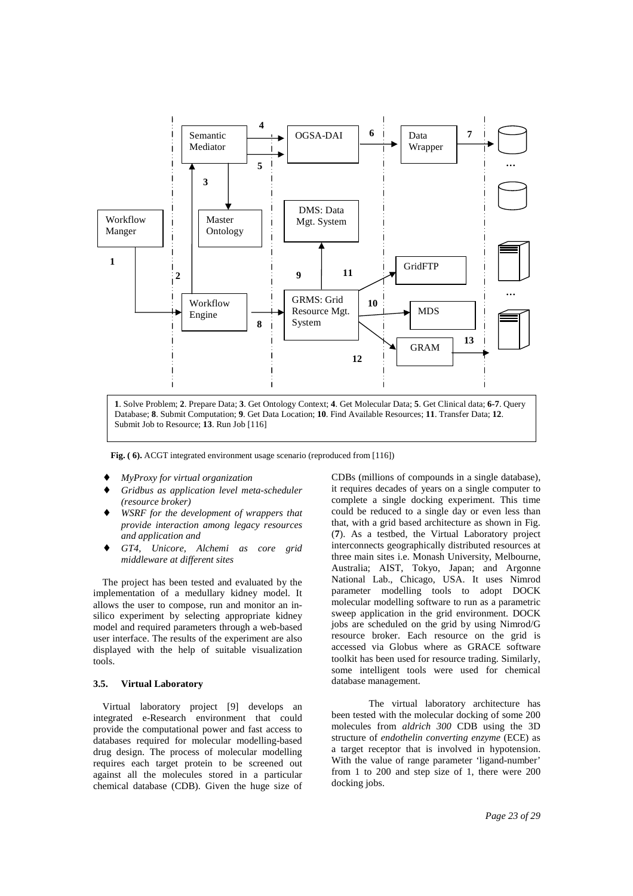**1**. Solve Problem; **2**. Prepare Data; **3**. Get Ontology Context; **4**. Get Molecular Data; **5**. Get Clinical data; **6-7**. Query Database; **8**. Submit Computation; **9**. Get Data Location; **10**. Find Available Resources; **11**. Transfer Data; **12**. Submit Job to Resource; **13**. Run Job [116]

**Fig. ( 6).** ACGT integrated environment usage scenario (reproduced from [116])

- *MyProxy for virtual organization*
- *Gridbus as application level meta-scheduler (resource broker)*
- *WSRF for the development of wrappers that provide interaction among legacy resources and application and*
- *GT4, Unicore, Alchemi as core grid middleware at different sites*

The project has been tested and evaluated by the implementation of a medullary kidney model. It allows the user to compose, run and monitor an in-silico experiment by selecting appropriate kidney model and required parameters through a web-based user interface. The results of the experiment are also displayed with the help of suitable visualization tools.

### 3.5. Virtual Laboratory

Virtual laboratory project [9] develops an integrated e-Research environment that could provide the computational power and fast access to databases required for molecular modelling-based drug design. The process of molecular modelling requires each target protein to be screened out against all the molecules stored in a particular chemical database (CDB). Given the huge size of CDBs (millions of compounds in a single database), it requires decades of years on a single computer to complete a single docking experiment. This time could be reduced to a single day or even less than that, with a grid based architecture as shown in Fig. (**7**). As a testbed, the Virtual Laboratory project interconnects geographically distributed resources at three main sites i.e. Monash University, Melbourne, Australia; AIST, Tokyo, Japan; and Argonne National Lab., Chicago, USA. It uses Nimrod parameter modelling tools to adopt DOCK molecular modelling software to run as a parametric sweep application in the grid environment. DOCK jobs are scheduled on the grid by using Nimrod/G resource broker. Each resource on the grid is accessed via Globus where as GRACE software toolkit has been used for resource trading. Similarly, some intelligent tools were used for chemical database management.

The virtual laboratory architecture has been tested with the molecular docking of some 200 molecules from *aldrich 300* CDB using the 3D structure of *endothelin converting enzyme* (ECE) as a target receptor that is involved in hypotension. With the value of range parameter 'ligand-number' from 1 to 200 and step size of 1, there were 200 docking jobs.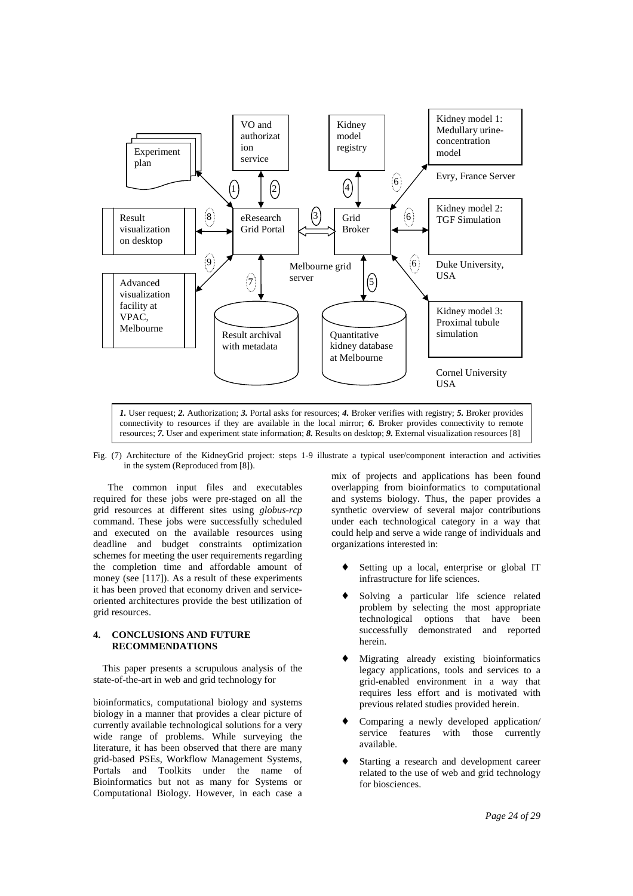*1.* User request; *2.* Authorization; *3.* Portal asks for resources; *4.* Broker verifies with registry; *5.* Broker provides connectivity to resources if they are available in the local mirror; *6.* Broker provides connectivity to remote resources; *7.* User and experiment state information; *8.* Results on desktop; *9.* External visualization resources [8]

Fig. (7) Architecture of the KidneyGrid project: steps 1-9 illustrate a typical user/component interaction and activities in the system (Reproduced from [8]).

The common input files and executables required for these jobs were pre-staged on all the grid resources at different sites using *globus-rcp* command. These jobs were successfully scheduled and executed on the available resources using deadline and budget constraints optimization schemes for meeting the user requirements regarding the completion time and affordable amount of money (see [117]). As a result of these experiments it has been proved that economy driven and service-oriented architectures provide the best utilization of grid resources.

## 4. CONCLUSIONS AND FUTURE RECOMMENDATIONS

This paper presents a scrupulous analysis of the state-of-the-art in web and grid technology for bioinformatics, computational biology and systems biology in a manner that provides a clear picture of currently available technological solutions for a very wide range of problems. While surveying the literature, it has been observed that there are many grid-based PSEs, Workflow Management Systems, Portals and Toolkits under the name of Bioinformatics but not as many for Systems or Computational Biology. However, in each case a mix of projects and applications has been found overlapping from bioinformatics to computational and systems biology. Thus, the paper provides a synthetic overview of several major contributions under each technological category in a way that could help and serve a wide range of individuals and organizations interested in:

- Setting up a local, enterprise or global IT infrastructure for life sciences.
- Solving a particular life science related problem by selecting the most appropriate technological options that have been successfully demonstrated and reported herein.
- Migrating already existing bioinformatics legacy applications, tools and services to a grid-enabled environment in a way that requires less effort and is motivated with previous related studies provided herein.
- Comparing a newly developed application/ service features with those currently available.
- Starting a research and development career related to the use of web and grid technology for biosciences.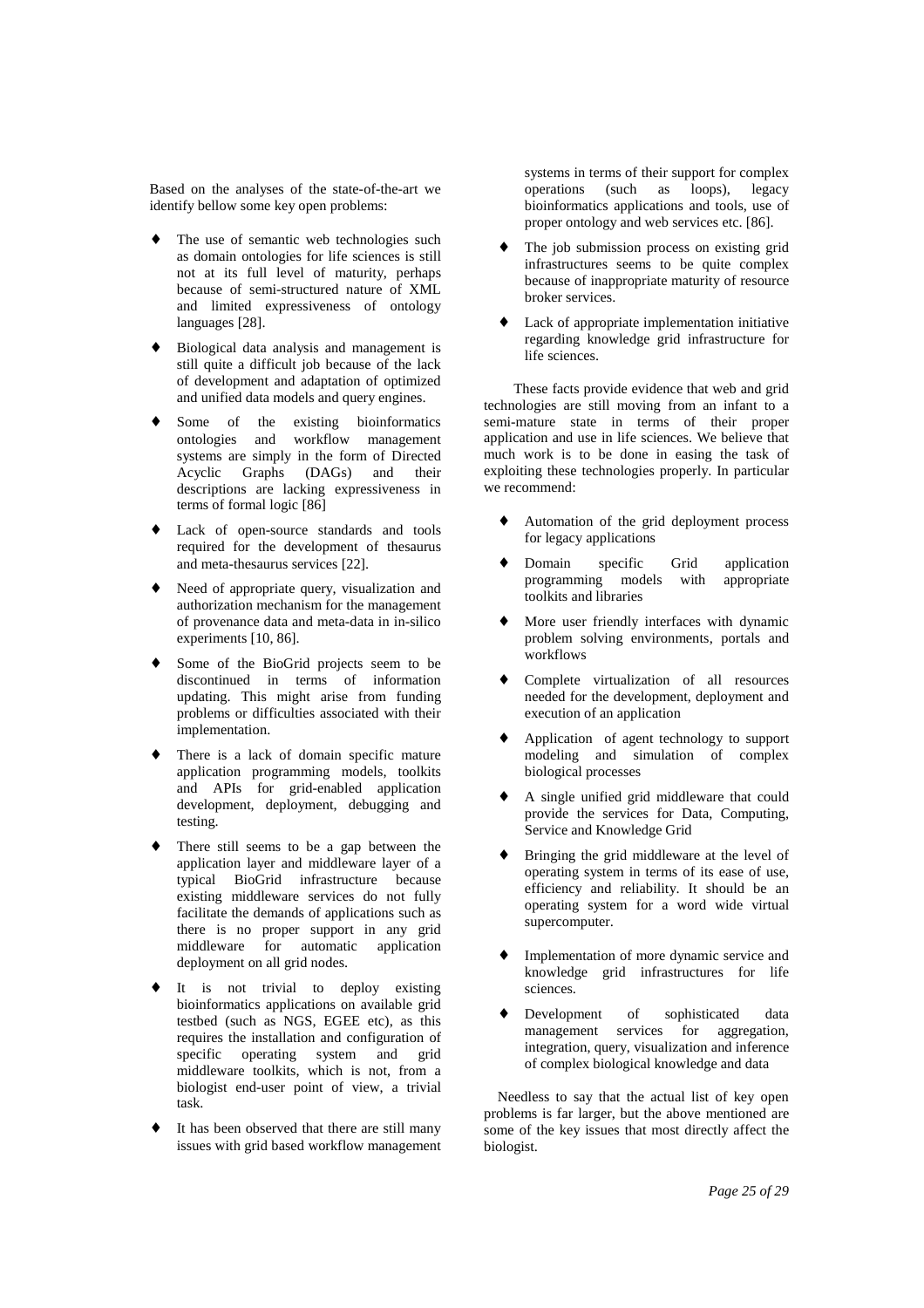Based on the analyses of the state-of-the-art we identify bellow some key open problems:

- The use of semantic web technologies such as domain ontologies for life sciences is still not at its full level of maturity, perhaps because of semi-structured nature of XML and limited expressiveness of ontology languages [28].
- Biological data analysis and management is still quite a difficult job because of the lack of development and adaptation of optimized and unified data models and query engines.
- Some of the existing bioinformatics ontologies and workflow management systems are simply in the form of Directed Acyclic Graphs (DAGs) and their descriptions are lacking expressiveness in terms of formal logic [86]
- Lack of open-source standards and tools required for the development of thesaurus and meta-thesaurus services [22].
- Need of appropriate query, visualization and authorization mechanism for the management of provenance data and meta-data in in-silico experiments [10, 86].
- Some of the BioGrid projects seem to be discontinued in terms of information updating. This might arise from funding problems or difficulties associated with their implementation.
- There is a lack of domain specific mature application programming models, toolkits and APIs for grid-enabled application development, deployment, debugging and testing.
- There still seems to be a gap between the application layer and middleware layer of a typical BioGrid infrastructure because existing middleware services do not fully facilitate the demands of applications such as there is no proper support in any grid middleware for automatic application deployment on all grid nodes.
- It is not trivial to deploy existing bioinformatics applications on available grid testbed (such as NGS, EGEE etc), as this requires the installation and configuration of specific operating system and grid middleware toolkits, which is not, from a biologist end-user point of view, a trivial task.
- It has been observed that there are still many issues with grid based workflow management systems in terms of their support for complex operations (such as loops), legacy bioinformatics applications and tools, use of proper ontology and web services etc. [86].
- The job submission process on existing grid infrastructures seems to be quite complex because of inappropriate maturity of resource broker services.
- Lack of appropriate implementation initiative regarding knowledge grid infrastructure for life sciences.

These facts provide evidence that web and grid technologies are still moving from an infant to a semi-mature state in terms of their proper application and use in life sciences. We believe that much work is to be done in easing the task of exploiting these technologies properly. In particular we recommend:

- Automation of the grid deployment process for legacy applications
- Domain specific Grid application programming models with appropriate toolkits and libraries
- More user friendly interfaces with dynamic problem solving environments, portals and workflows
- Complete virtualization of all resources needed for the development, deployment and execution of an application
- Application of agent technology to support modeling and simulation of complex biological processes
- A single unified grid middleware that could provide the services for Data, Computing, Service and Knowledge Grid
- Bringing the grid middleware at the level of operating system in terms of its ease of use, efficiency and reliability. It should be an operating system for a word wide virtual supercomputer.
- Implementation of more dynamic service and knowledge grid infrastructures for life sciences.
- Development of sophisticated data management services for aggregation, integration, query, visualization and inference of complex biological knowledge and data

Needless to say that the actual list of key open problems is far larger, but the above mentioned are some of the key issues that most directly affect the biologist.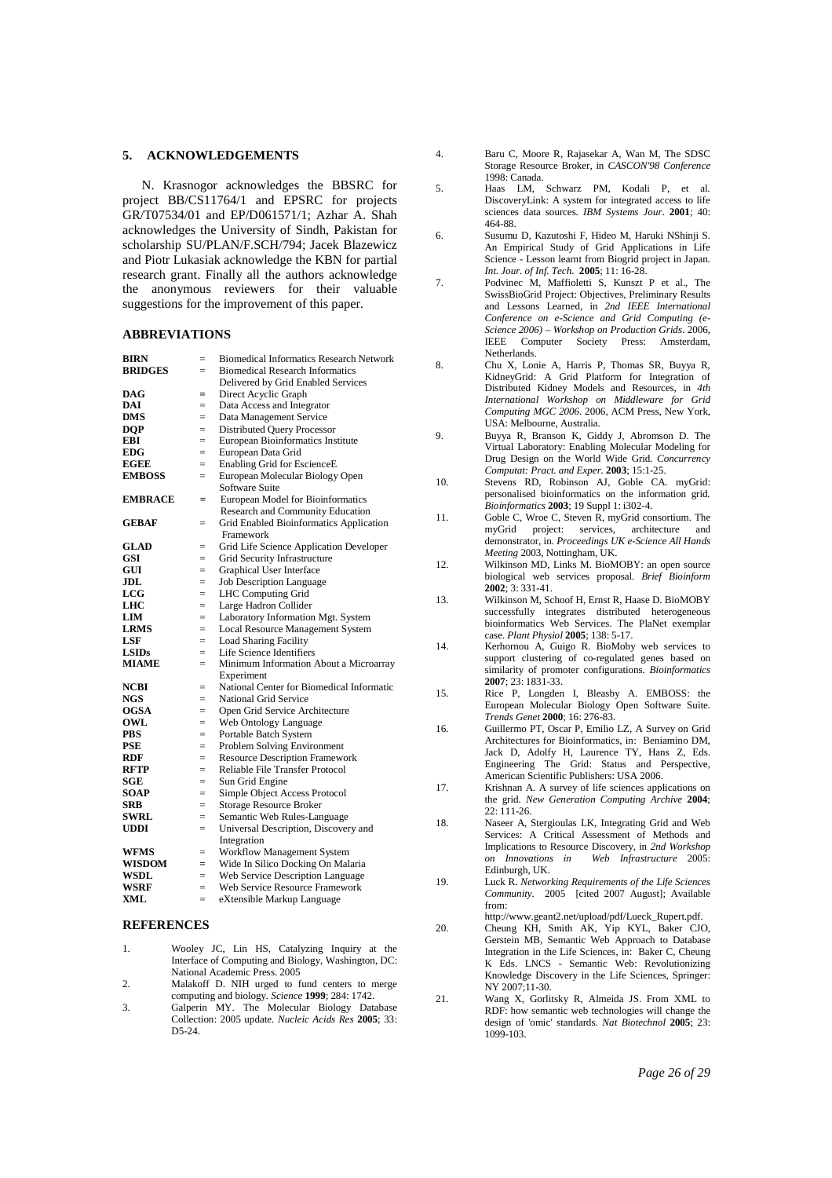## 5. ACKNOWLEDGEMENTS

N. Krasnogor acknowledges the BBSRC for project BB/CS11764/1 and EPSRC for projects GR/T07534/01 and EP/D061571/1; Azhar A. Shah acknowledges the University of Sindh, Pakistan for scholarship SU/PLAN/F.SCH/794; Jacek Blazewicz and Piotr Lukasiak acknowledge the KBN for partial research grant. Finally all the authors acknowledge the anonymous reviewers for their valuable suggestions for the improvement of this paper.

## ABBREVIATIONS

| | | |
|---|---|---|
| **BIRN** | = | Biomedical Informatics Research Network |
| **BRIDGES** | = | Biomedical Research Informatics Delivered by Grid Enabled Services |
| **DAG** | = | Direct Acyclic Graph |
| **DAI** | = | Data Access and Integrator |
| **DMS** | = | Data Management Service |
| **DQP** | = | Distributed Query Processor |
| **EBI** | = | European Bioinformatics Institute |
| **EDG** | = | European Data Grid |
| **EGEE** | = | Enabling Grid for EscienceE |
| **EMBOSS** | = | European Molecular Biology Open Software Suite |
| **EMBRACE** | = | European Model for Bioinformatics Research and Community Education |
| **GEBAF** | = | Grid Enabled Bioinformatics Application Framework |
| **GLAD** | = | Grid Life Science Application Developer |
| **GSI** | = | Grid Security Infrastructure |
| **GUI** | = | Graphical User Interface |
| **JDL** | = | Job Description Language |
| **LCG** | = | LHC Computing Grid |
| **LHC** | = | Large Hadron Collider |
| **LIM** | = | Laboratory Information Mgt. System |
| **LRMS** | = | Local Resource Management System |
| **LSF** | = | Load Sharing Facility |
| **LSIDs** | = | Life Science Identifiers |
| **MIAME** | = | Minimum Information About a Microarray Experiment |
| **NCBI** | = | National Center for Biomedical Informatic |
| **NGS** | = | National Grid Service |
| **OGSA** | = | Open Grid Service Architecture |
| **OWL** | = | Web Ontology Language |
| **PBS** | = | Portable Batch System |
| **PSE** | = | Problem Solving Environment |
| **RDF** | = | Resource Description Framework |
| **RFTP** | = | Reliable File Transfer Protocol |
| **SGE** | = | Sun Grid Engine |
| **SOAP** | = | Simple Object Access Protocol |
| **SRB** | = | Storage Resource Broker |
| **SWRL** | = | Semantic Web Rules-Language |
| **UDDI** | = | Universal Description, Discovery and Integration |
| **WFMS** | = | Workflow Management System |
| **WISDOM** | = | Wide In Silico Docking On Malaria |
| **WSDL** | = | Web Service Description Language |
| **WSRF** | = | Web Service Resource Framework |
| **XML** | = | eXtensible Markup Language |

## REFERENCES

1. Wooley JC, Lin HS, Catalyzing Inquiry at the Interface of Computing and Biology, Washington, DC: National Academic Press. 2005
2. Malakoff D. NIH urged to fund centers to merge computing and biology. *Science* **1999**; 284: 1742.
3. Galperin MY. The Molecular Biology Database Collection: 2005 update. *Nucleic Acids Res* **2005**; 33: D5-24.
4. Baru C, Moore R, Rajasekar A, Wan M, The SDSC Storage Resource Broker, in *CASCON'98 Conference* 1998: Canada.
5. Haas LM, Schwarz PM, Kodali P, et al. DiscoveryLink: A system for integrated access to life sciences data sources. *IBM Systems Jour.* **2001**; 40: 464-88.
6. Susumu D, Kazutoshi F, Hideo M, Haruki NShinji S. An Empirical Study of Grid Applications in Life Science - Lesson learnt from Biogrid project in Japan. *Int. Jour. of Inf. Tech.* **2005**; 11: 16-28.
7. Podvinec M, Maffioletti S, Kunszt P et al., The SwissBioGrid Project: Objectives, Preliminary Results and Lessons Learned, in *2nd IEEE International Conference on e-Science and Grid Computing (e-Science 2006) – Workshop on Production Grids*. 2006, IEEE Computer Society Press: Amsterdam, Netherlands.
8. Chu X, Lonie A, Harris P, Thomas SR, Buyya R, KidneyGrid: A Grid Platform for Integration of Distributed Kidney Models and Resources, in *4th International Workshop on Middleware for Grid Computing MGC 2006*. 2006, ACM Press, New York, USA: Melbourne, Australia.
9. Buyya R, Branson K, Giddy J, Abromson D. The Virtual Laboratory: Enabling Molecular Modeling for Drug Design on the World Wide Grid. *Concurrency Computat: Pract. and Exper.* **2003**; 15:1-25.
10. Stevens RD, Robinson AJ, Goble CA. myGrid: personalised bioinformatics on the information grid. *Bioinformatics* **2003**; 19 Suppl 1: i302-4.
11. Goble C, Wroe C, Steven R, myGrid consortium. The myGrid project: services, architecture and demonstrator, in. *Proceedings UK e-Science All Hands Meeting* 2003, Nottingham, UK.
12. Wilkinson MD, Links M. BioMOBY: an open source biological web services proposal. *Brief Bioinform* **2002**; 3: 331-41.
13. Wilkinson M, Schoof H, Ernst R, Haase D. BioMOBY successfully integrates distributed heterogeneous bioinformatics Web Services. The PlaNet exemplar case. *Plant Physiol* **2005**; 138: 5-17.
14. Kerhornou A, Guigo R. BioMoby web services to support clustering of co-regulated genes based on similarity of promoter configurations. *Bioinformatics* **2007**; 23: 1831-33.
15. Rice P, Longden I, Bleasby A. EMBOSS: the European Molecular Biology Open Software Suite. *Trends Genet* **2000**; 16: 276-83.
16. Guillermo PT, Oscar P, Emilio LZ, A Survey on Grid Architectures for Bioinformatics, in: Beniamino DM, Jack D, Adolfy H, Laurence TY, Hans Z, Eds. Engineering The Grid: Status and Perspective, American Scientific Publishers: USA 2006.
17. Krishnan A. A survey of life sciences applications on the grid. *New Generation Computing Archive* **2004**; 22: 111-26.
18. Naseer A, Stergioulas LK, Integrating Grid and Web Services: A Critical Assessment of Methods and Implications to Resource Discovery, in *2nd Workshop on Innovations in Web Infrastructure* 2005: Edinburgh, UK.
19. Luck R. *Networking Requirements of the Life Sciences Community*. 2005 [cited 2007 August]; Available from: http://www.geant2.net/upload/pdf/Lueck_Rupert.pdf.
20. Cheung KH, Smith AK, Yip KYL, Baker CJO, Gerstein MB, Semantic Web Approach to Database Integration in the Life Sciences, in: Baker C, Cheung K Eds. LNCS - Semantic Web: Revolutionizing Knowledge Discovery in the Life Sciences, Springer: NY 2007;11-30.
21. Wang X, Gorlitsky R, Almeida JS. From XML to RDF: how semantic web technologies will change the design of 'omic' standards. *Nat Biotechnol* **2005**; 23: 1099-103.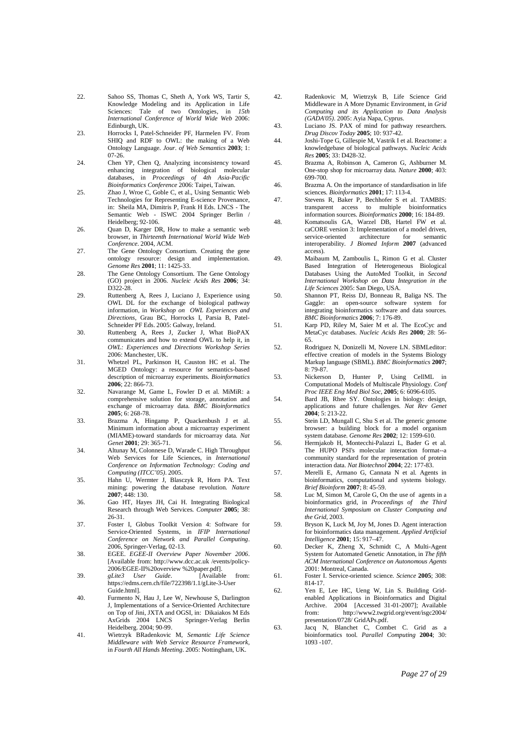22. Sahoo SS, Thomas C, Sheth A, York WS, Tartir S, Knowledge Modeling and its Application in Life Sciences: Tale of two Ontologies, in *15th International Conference of World Wide Web* 2006: Edinburgh, UK.
23. Horrocks I, Patel-Schneider PF, Harmelen FV. From SHIQ and RDF to OWL: the making of a Web Ontology Language. *Jour. of Web Semantics* **2003**; 1: 07-26.
24. Chen YP, Chen Q, Analyzing inconsistency toward enhancing integration of biological molecular databases, in *Proceedings of 4th Asia-Pacific Bioinformatics Conference* 2006: Taipei, Taiwan.
25. Zhao J, Wroe C, Goble C, et al., Using Semantic Web Technologies for Representing E-science Provenance, in: Sheila MA, Dimitris P, Frank H Eds. LNCS - The Semantic Web - ISWC 2004 Springer Berlin / Heidelberg; 92-106.
26. Quan D, Karger DR, How to make a semantic web browser, in *Thirteenth International World Wide Web Conference*. 2004, ACM.
27. The Gene Ontology Consortium. Creating the gene ontology resource: design and implementation. *Genome Res* **2001**; 11: 1425-33.
28. The Gene Ontology Consortium. The Gene Ontology (GO) project in 2006. *Nucleic Acids Res* **2006**; 34: D322-28.
29. Ruttenberg A, Rees J, Luciano J, Experience using OWL DL for the exchange of biological pathway information, in *Workshop on OWL Experiences and Directions*, Grau BC, Horrocks I, Parsia B, Patel-Schneider PF Eds. 2005: Galway, Ireland.
30. Ruttenberg A, Rees J, Zucker J, What BioPAX communicates and how to extend OWL to help it, in *OWL: Experiences and Directions Workshop Series* 2006: Manchester, UK.
31. Whetzel PL, Parkinson H, Causton HC et al. The MGED Ontology: a resource for semantics-based description of microarray experiments. *Bioinformatics* **2006**; 22: 866-73.
32. Navarange M, Game L, Fowler D et al. MiMiR: a comprehensive solution for storage, annotation and exchange of microarray data. *BMC Bioinformatics* **2005**; 6: 268-78.
33. Brazma A, Hingamp P, Quackenbush J et al. Minimum information about a microarray experiment (MIAME)-toward standards for microarray data. *Nat Genet* **2001**; 29: 365-71.
34. Altunay M, Colonnese D, Warade C. High Throughput Web Services for Life Sciences, in *International Conference on Information Technology: Coding and Computing (ITCC'05)*. 2005.
35. Hahn U, Wermter J, Blasczyk R, Horn PA. Text mining: powering the database revolution. *Nature* **2007**; 448: 130.
36. Gao HT, Hayes JH, Cai H. Integrating Biological Research through Web Services. *Computer* **2005**; 38: 26-31.
37. Foster I, Globus Toolkit Version 4: Software for Service-Oriented Systems, in *IFIP International Conference on Network and Parallel Computing*. 2006, Springer-Verlag, 02-13.
38. EGEE. *EGEE-II Overview Paper November 2006*. [Available from: http://www.dcc.ac.uk /events/policy-2006/EGEE-II%20overview %20paper.pdf].
39. *gLite3 User Guide*. [Available from: https://edms.cern.ch/file/722398/1.1/gLite-3-User Guide.html].
40. Furmento N, Hau J, Lee W, Newhouse S, Darlington J, Implementations of a Service-Oriented Architecture on Top of Jini, JXTA and OGSI, in: Dikaiakos M Eds AxGrids 2004 LNCS Springer-Verlag Berlin Heidelberg. 2004; 90-99.
41. Wietrzyk BRadenkovic M, *Semantic Life Science Middleware with Web Service Resource Framework*, in *Fourth All Hands Meeting*. 2005: Nottingham, UK.
42. Radenkovic M, Wietrzyk B, Life Science Grid Middleware in A More Dynamic Environment, in *Grid Computing and its Application to Data Analysis (GADA'05)*. 2005: Ayia Napa, Cyprus.
43. Luciano JS. PAX of mind for pathway researchers. *Drug Discov Today* **2005**; 10: 937-42.
44. Joshi-Tope G, Gillespie M, Vastrik I et al. Reactome: a knowledgebase of biological pathways. *Nucleic Acids Res* **2005**; 33: D428-32.
45. Brazma A, Robinson A, Cameron G, Ashburner M. One-stop shop for microarray data. *Nature* **2000**; 403: 699-700.
46. Brazma A. On the importance of standardisation in life sciences. *Bioinformatics* **2001**; 17: 113-4.
47. Stevens R, Baker P, Bechhofer S et al. TAMBIS: transparent access to multiple bioinformatics information sources. *Bioinformatics* **2000**; 16: 184-89.
48. Komatsoulis GA, Warzel DB, Hartel FW et al. caCORE version 3: Implementation of a model driven, service-oriented architecture for semantic interoperability. *J Biomed Inform* **2007** (advanced access).
49. Maibaum M, Zamboulis L, Rimon G et al. Cluster Based Integration of Heterogeneous Biological Databases Using the AutoMed Toolkit, in *Second International Workshop on Data Integration in the Life Sciences* 2005: San Diego, USA.
50. Shannon PT, Reiss DJ, Bonneau R, Baliga NS. The Gaggle: an open-source software system for integrating bioinformatics software and data sources. *BMC Bioinformatics* **2006**; 7: 176-89.
51. Karp PD, Riley M, Saier M et al. The EcoCyc and MetaCyc databases. *Nucleic Acids Res* **2000**; 28: 56-65.
52. Rodriguez N, Donizelli M, Novere LN. SBMLeditor: effective creation of models in the Systems Biology Markup language (SBML). *BMC Bioinformatics* **2007**; 8: 79-87.
53. Nickerson D, Hunter P, Using CellML in Computational Models of Multiscale Physiology. *Conf Proc IEEE Eng Med Biol Soc*, **2005**; 6: 6096-6105.
54. Bard JB, Rhee SY. Ontologies in biology: design, applications and future challenges. *Nat Rev Genet* **2004**; 5: 213-22.
55. Stein LD, Mungall C, Shu S et al. The generic genome browser: a building block for a model organism system database. *Genome Res* **2002**; 12: 1599-610.
56. Hermjakob H, Montecchi-Palazzi L, Bader G et al. The HUPO PSI's molecular interaction format--a community standard for the representation of protein interaction data. *Nat Biotechnol* **2004**; 22: 177-83.
57. Merelli E, Armano G, Cannata N et al. Agents in bioinformatics, computational and systems biology. *Brief Bioinform* **2007**; 8: 45-59.
58. Luc M, Simon M, Carole G, On the use of agents in a bioinformatics grid, in *Proceedings of the Third International Symposium on Cluster Computing and the Grid*, 2003.
59. Bryson K, Luck M, Joy M, Jones D. Agent interaction for bioinformatics data management. *Applied Artificial Intelligence* **2001**; 15: 917–47.
60. Decker K, Zheng X, Schmidt C, A Multi-Agent System for Automated Genetic Annotation, in *The fifth ACM International Conference on Autonomous Agents* 2001: Montreal, Canada.
61. Foster I. Service-oriented science. *Science* **2005**; 308: 814-17.
62. Yen E, Lee HC, Ueng W, Lin S. Building Grid-enabled Applications in Bioinformatics and Digital Archive. 2004 [Accessed 31-01-2007]; Available from: http://www2.twgrid.org/event/isgc2004/ presentation/0728/ GridAPs.pdf.
63. Jacq N, Blanchet C, Combet C. Grid as a bioinformatics tool. *Parallel Computing* **2004**; 30: 1093 -107.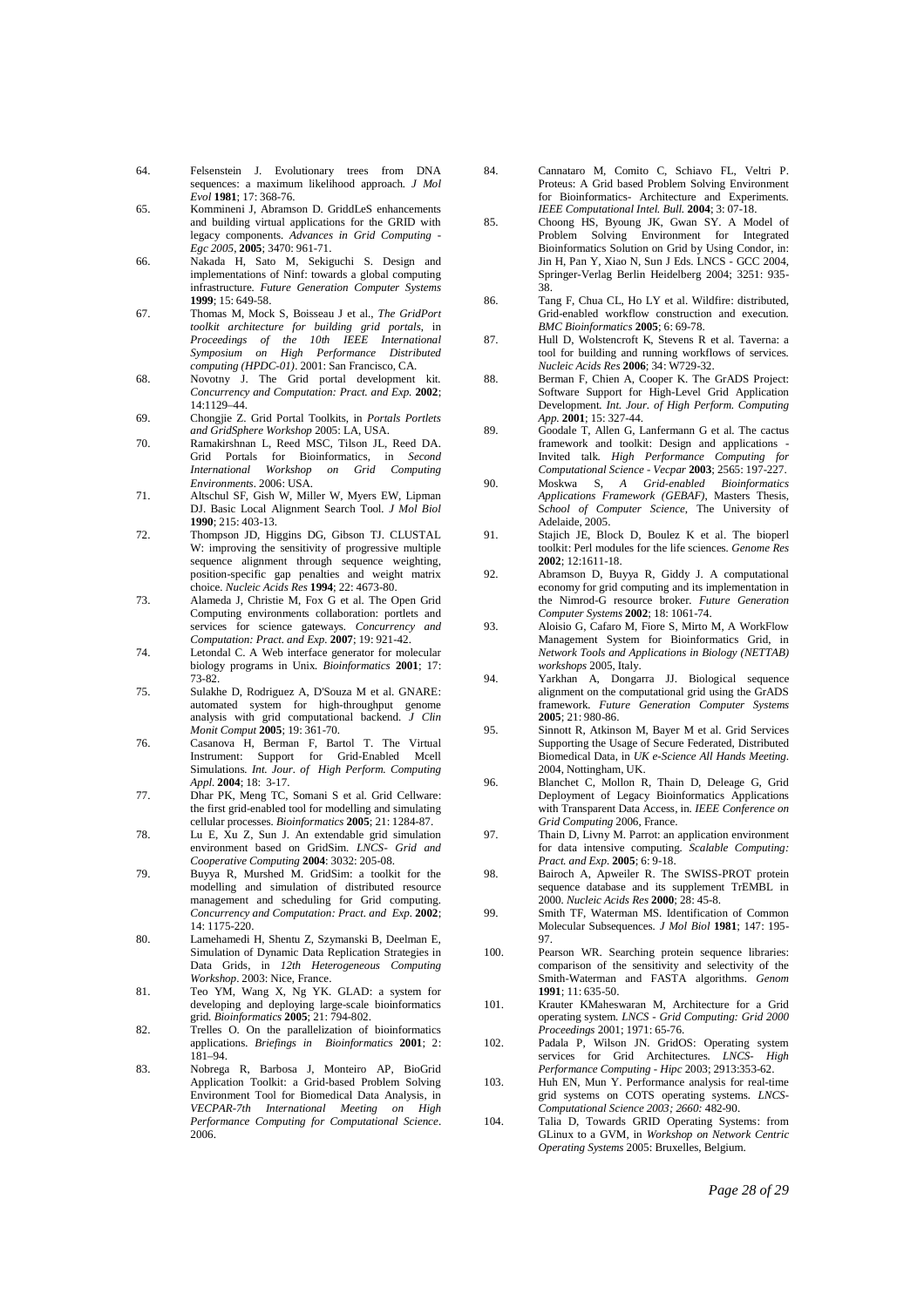64. Felsenstein J. Evolutionary trees from DNA sequences: a maximum likelihood approach. *J Mol Evol* **1981**; 17: 368-76.
65. Kommineni J, Abramson D. GriddLeS enhancements and building virtual applications for the GRID with legacy components. *Advances in Grid Computing - Egc 2005*, **2005**; 3470: 961-71.
66. Nakada H, Sato M, Sekiguchi S. Design and implementations of Ninf: towards a global computing infrastructure. *Future Generation Computer Systems* **1999**; 15: 649-58.
67. Thomas M, Mock S, Boisseau J et al., *The GridPort toolkit architecture for building grid portals*, in *Proceedings of the 10th IEEE International Symposium on High Performance Distributed computing (HPDC-01)*. 2001: San Francisco, CA.
68. Novotny J. The Grid portal development kit. *Concurrency and Computation: Pract. and Exp.* **2002**; 14:1129–44.
69. Chongjie Z. Grid Portal Toolkits, in *Portals Portlets and GridSphere Workshop* 2005: LA, USA.
70. Ramakirshnan L, Reed MSC, Tilson JL, Reed DA. Grid Portals for Bioinformatics, in *Second International Workshop on Grid Computing Environments*. 2006: USA.
71. Altschul SF, Gish W, Miller W, Myers EW, Lipman DJ. Basic Local Alignment Search Tool. *J Mol Biol* **1990**; 215: 403-13.
72. Thompson JD, Higgins DG, Gibson TJ. CLUSTAL W: improving the sensitivity of progressive multiple sequence alignment through sequence weighting, position-specific gap penalties and weight matrix choice. *Nucleic Acids Res* **1994**; 22: 4673-80.
73. Alameda J, Christie M, Fox G et al. The Open Grid Computing environments collaboration: portlets and services for science gateways. *Concurrency and Computation: Pract. and Exp.* **2007**; 19: 921-42.
74. Letondal C. A Web interface generator for molecular biology programs in Unix. *Bioinformatics* **2001**; 17: 73-82.
75. Sulakhe D, Rodriguez A, D'Souza M et al. GNARE: automated system for high-throughput genome analysis with grid computational backend. *J Clin Monit Comput* **2005**; 19: 361-70.
76. Casanova H, Berman F, Bartol T. The Virtual Instrument: Support for Grid-Enabled Mcell Simulations. *Int. Jour. of High Perform. Computing Appl.* **2004**; 18: 3-17.
77. Dhar PK, Meng TC, Somani S et al. Grid Cellware: the first grid-enabled tool for modelling and simulating cellular processes. *Bioinformatics* **2005**; 21: 1284-87.
78. Lu E, Xu Z, Sun J. An extendable grid simulation environment based on GridSim. *LNCS- Grid and Cooperative Computing* **2004**: 3032: 205-08.
79. Buyya R, Murshed M. GridSim: a toolkit for the modelling and simulation of distributed resource management and scheduling for Grid computing. *Concurrency and Computation: Pract. and Exp.* **2002**; 14: 1175-220.
80. Lamehamedi H, Shentu Z, Szymanski B, Deelman E, Simulation of Dynamic Data Replication Strategies in Data Grids, in *12th Heterogeneous Computing Workshop*. 2003: Nice, France.
81. Teo YM, Wang X, Ng YK. GLAD: a system for developing and deploying large-scale bioinformatics grid. *Bioinformatics* **2005**; 21: 794-802.
82. Trelles O. On the parallelization of bioinformatics applications. *Briefings in Bioinformatics* **2001**; 2: 181–94.
83. Nobrega R, Barbosa J, Monteiro AP, BioGrid Application Toolkit: a Grid-based Problem Solving Environment Tool for Biomedical Data Analysis, in *VECPAR-7th International Meeting on High Performance Computing for Computational Science*. 2006.
84. Cannataro M, Comito C, Schiavo FL, Veltri P. Proteus: A Grid based Problem Solving Environment for Bioinformatics- Architecture and Experiments. *IEEE Computational Intel. Bull.* **2004**; 3: 07-18.
85. Choong HS, Byoung JK, Gwan SY. A Model of Problem Solving Environment for Integrated Bioinformatics Solution on Grid by Using Condor, in: Jin H, Pan Y, Xiao N, Sun J Eds. LNCS - GCC 2004, Springer-Verlag Berlin Heidelberg 2004; 3251: 935-38.
86. Tang F, Chua CL, Ho LY et al. Wildfire: distributed, Grid-enabled workflow construction and execution. *BMC Bioinformatics* **2005**; 6: 69-78.
87. Hull D, Wolstencroft K, Stevens R et al. Taverna: a tool for building and running workflows of services. *Nucleic Acids Res* **2006**; 34: W729-32.
88. Berman F, Chien A, Cooper K. The GrADS Project: Software Support for High-Level Grid Application Development. *Int. Jour. of High Perform. Computing App.* **2001**; 15: 327-44.
89. Goodale T, Allen G, Lanfermann G et al. The cactus framework and toolkit: Design and applications - Invited talk. *High Performance Computing for Computational Science - Vecpar* **2003**; 2565: 197-227.
90. Moskwa S, *A Grid-enabled Bioinformatics Applications Framework (GEBAF)*, Masters Thesis, S*chool of Computer Science*, The University of Adelaide, 2005.
91. Stajich JE, Block D, Boulez K et al. The bioperl toolkit: Perl modules for the life sciences. *Genome Res* **2002**; 12:1611-18.
92. Abramson D, Buyya R, Giddy J. A computational economy for grid computing and its implementation in the Nimrod-G resource broker. *Future Generation Computer Systems* **2002**; 18: 1061-74.
93. Aloisio G, Cafaro M, Fiore S, Mirto M, A WorkFlow Management System for Bioinformatics Grid, in *Network Tools and Applications in Biology (NETTAB) workshops* 2005, Italy.
94. Yarkhan A, Dongarra JJ. Biological sequence alignment on the computational grid using the GrADS framework. *Future Generation Computer Systems* **2005**; 21: 980-86.
95. Sinnott R, Atkinson M, Bayer M et al. Grid Services Supporting the Usage of Secure Federated, Distributed Biomedical Data, in *UK e-Science All Hands Meeting*. 2004, Nottingham, UK.
96. Blanchet C, Mollon R, Thain D, Deleage G, Grid Deployment of Legacy Bioinformatics Applications with Transparent Data Access, in. *IEEE Conference on Grid Computing* 2006, France.
97. Thain D, Livny M. Parrot: an application environment for data intensive computing. *Scalable Computing: Pract. and Exp.* **2005**; 6: 9-18.
98. Bairoch A, Apweiler R. The SWISS-PROT protein sequence database and its supplement TrEMBL in 2000. *Nucleic Acids Res* **2000**; 28: 45-8.
99. Smith TF, Waterman MS. Identification of Common Molecular Subsequences. *J Mol Biol* **1981**; 147: 195-97.
100. Pearson WR. Searching protein sequence libraries: comparison of the sensitivity and selectivity of the Smith-Waterman and FASTA algorithms. *Genom* **1991**; 11: 635-50.
101. Krauter KMaheswaran M, Architecture for a Grid operating system. *LNCS - Grid Computing: Grid 2000 Proceedings* 2001; 1971: 65-76.
102. Padala P, Wilson JN. GridOS: Operating system services for Grid Architectures. *LNCS- High Performance Computing - Hipc* 2003; 2913:353-62.
103. Huh EN, Mun Y. Performance analysis for real-time grid systems on COTS operating systems. *LNCS- Computational Science 2003; 2660:* 482-90.
104. Talia D, Towards GRID Operating Systems: from GLinux to a GVM, in *Workshop on Network Centric Operating Systems* 2005: Bruxelles, Belgium.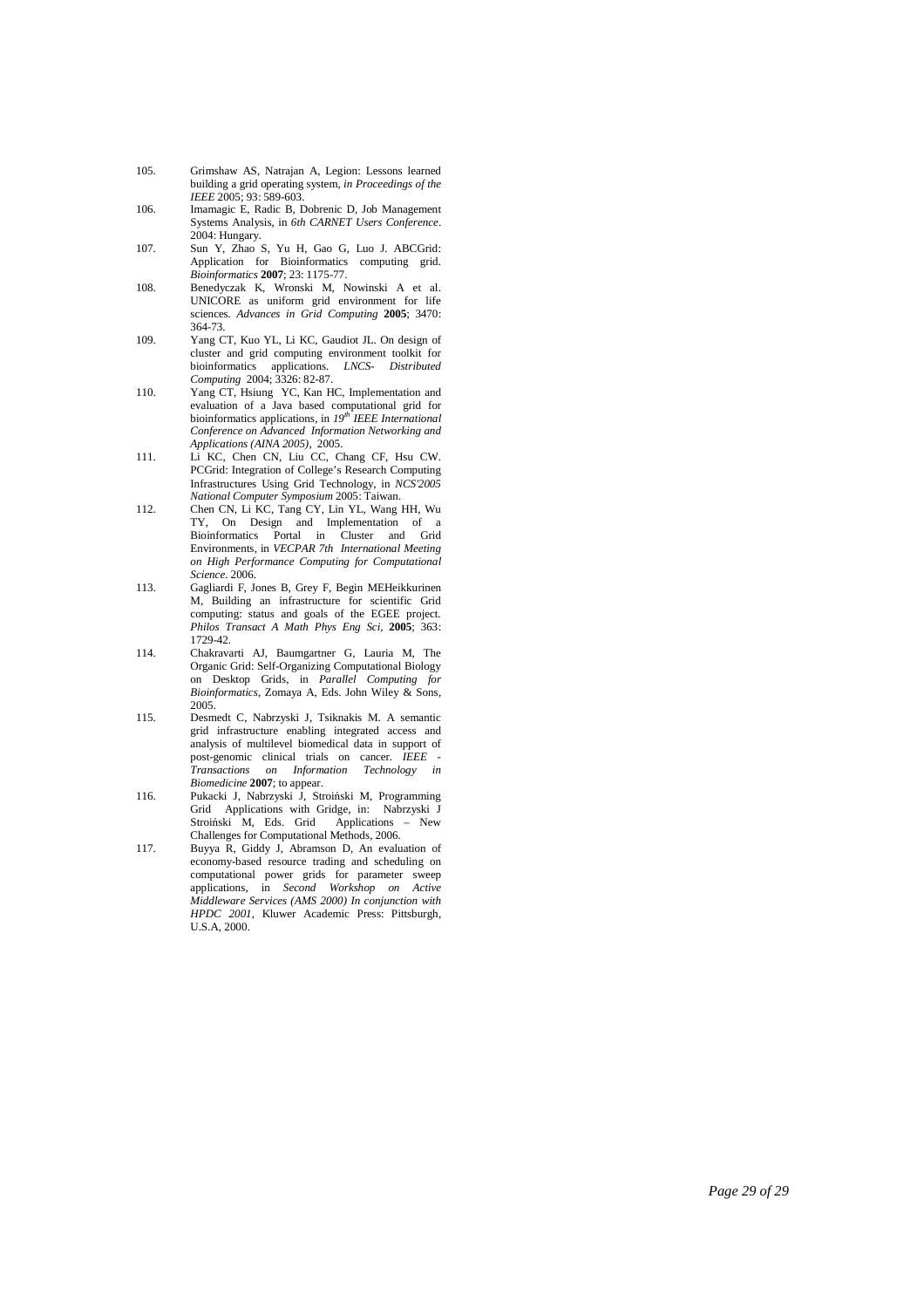105. Grimshaw AS, Natrajan A, Legion: Lessons learned building a grid operating system, *in Proceedings of the IEEE* 2005; 93: 589-603.
106. Imamagic E, Radic B, Dobrenic D, Job Management Systems Analysis, in *6th CARNET Users Conference*. 2004: Hungary.
107. Sun Y, Zhao S, Yu H, Gao G, Luo J. ABCGrid: Application for Bioinformatics computing grid. *Bioinformatics* **2007**; 23: 1175-77.
108. Benedyczak K, Wronski M, Nowinski A et al. UNICORE as uniform grid environment for life sciences. *Advances in Grid Computing* **2005**; 3470: 364-73.
109. Yang CT, Kuo YL, Li KC, Gaudiot JL. On design of cluster and grid computing environment toolkit for bioinformatics applications. *LNCS- Distributed Computing* 2004; 3326: 82-87.
110. Yang CT, Hsiung YC, Kan HC, Implementation and evaluation of a Java based computational grid for bioinformatics applications, in *19th IEEE International Conference on Advanced Information Networking and Applications (AINA 2005)*, 2005.
111. Li KC, Chen CN, Liu CC, Chang CF, Hsu CW. PCGrid: Integration of College's Research Computing Infrastructures Using Grid Technology, in *NCS'2005 National Computer Symposium* 2005: Taiwan.
112. Chen CN, Li KC, Tang CY, Lin YL, Wang HH, Wu TY, On Design and Implementation of a Bioinformatics Portal in Cluster and Grid Environments, in *VECPAR 7th International Meeting on High Performance Computing for Computational Science*. 2006.
113. Gagliardi F, Jones B, Grey F, Begin MEHeikkurinen M, Building an infrastructure for scientific Grid computing: status and goals of the EGEE project. *Philos Transact A Math Phys Eng Sci*, **2005**; 363: 1729-42.
114. Chakravarti AJ, Baumgartner G, Lauria M, The Organic Grid: Self-Organizing Computational Biology on Desktop Grids, in *Parallel Computing for Bioinformatics*, Zomaya A, Eds. John Wiley & Sons, 2005.
115. Desmedt C, Nabrzyski J, Tsiknakis M. A semantic grid infrastructure enabling integrated access and analysis of multilevel biomedical data in support of post-genomic clinical trials on cancer. *IEEE - Transactions on Information Technology in Biomedicine* **2007**; to appear.
116. Pukacki J, Nabrzyski J, Stroiński M, Programming Grid Applications with Gridge, in: Nabrzyski J Stroiński M, Eds. Grid Applications – New Challenges for Computational Methods, 2006.
117. Buyya R, Giddy J, Abramson D, An evaluation of economy-based resource trading and scheduling on computational power grids for parameter sweep applications, in *Second Workshop on Active Middleware Services (AMS 2000) In conjunction with HPDC 2001*, Kluwer Academic Press: Pittsburgh, U.S.A, 2000.